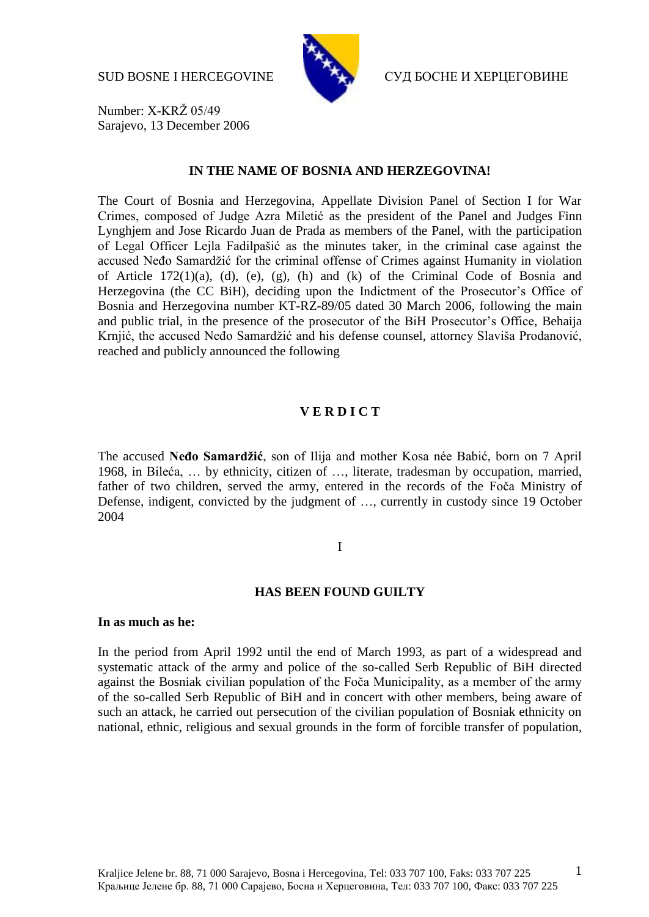SUD BOSNE I HERCEGOVINE СУД БОСНЕ И ХЕРЦЕГОВИНЕ

Number: X-KRŽ 05/49
Sarajevo, 13 December 2006

**IN THE NAME OF BOSNIA AND HERZEGOVINA!**

The Court of Bosnia and Herzegovina, Appellate Division Panel of Section I for War Crimes, composed of Judge Azra Miletić as the president of the Panel and Judges Finn Lynghjem and Jose Ricardo Juan de Prada as members of the Panel, with the participation of Legal Officer Lejla Fadilpašić as the minutes taker, in the criminal case against the accused Neđo Samardžić for the criminal offense of Crimes against Humanity in violation of Article 172(1)(a), (d), (e), (g), (h) and (k) of the Criminal Code of Bosnia and Herzegovina (the CC BiH), deciding upon the Indictment of the Prosecutor's Office of Bosnia and Herzegovina number KT-RZ-89/05 dated 30 March 2006, following the main and public trial, in the presence of the prosecutor of the BiH Prosecutor's Office, Behaija Krnjić, the accused Neđo Samardžić and his defense counsel, attorney Slaviša Prodanović, reached and publicly announced the following

## V E R D I C T

The accused **Neđo Samardžić**, son of Ilija and mother Kosa née Babić, born on 7 April 1968, in Bileća, … by ethnicity, citizen of …, literate, tradesman by occupation, married, father of two children, served the army, entered in the records of the Foča Ministry of Defense, indigent, convicted by the judgment of …, currently in custody since 19 October 2004

I

**HAS BEEN FOUND GUILTY**

**In as much as he:**

In the period from April 1992 until the end of March 1993, as part of a widespread and systematic attack of the army and police of the so-called Serb Republic of BiH directed against the Bosniak civilian population of the Foča Municipality, as a member of the army of the so-called Serb Republic of BiH and in concert with other members, being aware of such an attack, he carried out persecution of the civilian population of Bosniak ethnicity on national, ethnic, religious and sexual grounds in the form of forcible transfer of population,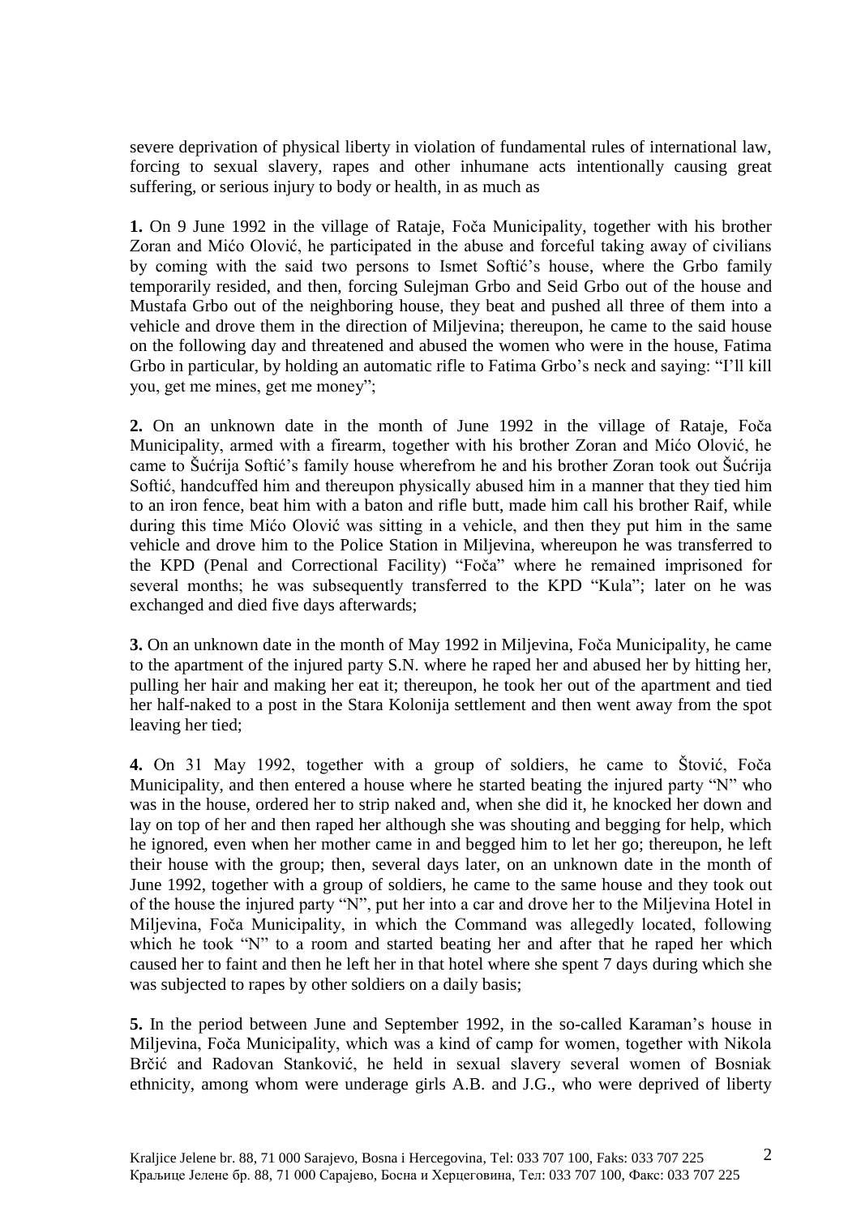severe deprivation of physical liberty in violation of fundamental rules of international law, forcing to sexual slavery, rapes and other inhumane acts intentionally causing great suffering, or serious injury to body or health, in as much as

**1.** On 9 June 1992 in the village of Rataje, Foča Municipality, together with his brother Zoran and Mićo Olović, he participated in the abuse and forceful taking away of civilians by coming with the said two persons to Ismet Softić's house, where the Grbo family temporarily resided, and then, forcing Sulejman Grbo and Seid Grbo out of the house and Mustafa Grbo out of the neighboring house, they beat and pushed all three of them into a vehicle and drove them in the direction of Miljevina; thereupon, he came to the said house on the following day and threatened and abused the women who were in the house, Fatima Grbo in particular, by holding an automatic rifle to Fatima Grbo's neck and saying: "I'll kill you, get me mines, get me money";

**2.** On an unknown date in the month of June 1992 in the village of Rataje, Foča Municipality, armed with a firearm, together with his brother Zoran and Mićo Olović, he came to Šućrija Softić's family house wherefrom he and his brother Zoran took out Šućrija Softić, handcuffed him and thereupon physically abused him in a manner that they tied him to an iron fence, beat him with a baton and rifle butt, made him call his brother Raif, while during this time Mićo Olović was sitting in a vehicle, and then they put him in the same vehicle and drove him to the Police Station in Miljevina, whereupon he was transferred to the KPD (Penal and Correctional Facility) "Foča" where he remained imprisoned for several months; he was subsequently transferred to the KPD "Kula"; later on he was exchanged and died five days afterwards;

**3.** On an unknown date in the month of May 1992 in Miljevina, Foča Municipality, he came to the apartment of the injured party S.N. where he raped her and abused her by hitting her, pulling her hair and making her eat it; thereupon, he took her out of the apartment and tied her half-naked to a post in the Stara Kolonija settlement and then went away from the spot leaving her tied;

**4.** On 31 May 1992, together with a group of soldiers, he came to Štović, Foča Municipality, and then entered a house where he started beating the injured party "N" who was in the house, ordered her to strip naked and, when she did it, he knocked her down and lay on top of her and then raped her although she was shouting and begging for help, which he ignored, even when her mother came in and begged him to let her go; thereupon, he left their house with the group; then, several days later, on an unknown date in the month of June 1992, together with a group of soldiers, he came to the same house and they took out of the house the injured party "N", put her into a car and drove her to the Miljevina Hotel in Miljevina, Foča Municipality, in which the Command was allegedly located, following which he took "N" to a room and started beating her and after that he raped her which caused her to faint and then he left her in that hotel where she spent 7 days during which she was subjected to rapes by other soldiers on a daily basis;

**5.** In the period between June and September 1992, in the so-called Karaman's house in Miljevina, Foča Municipality, which was a kind of camp for women, together with Nikola Brčić and Radovan Stanković, he held in sexual slavery several women of Bosniak ethnicity, among whom were underage girls A.B. and J.G., who were deprived of liberty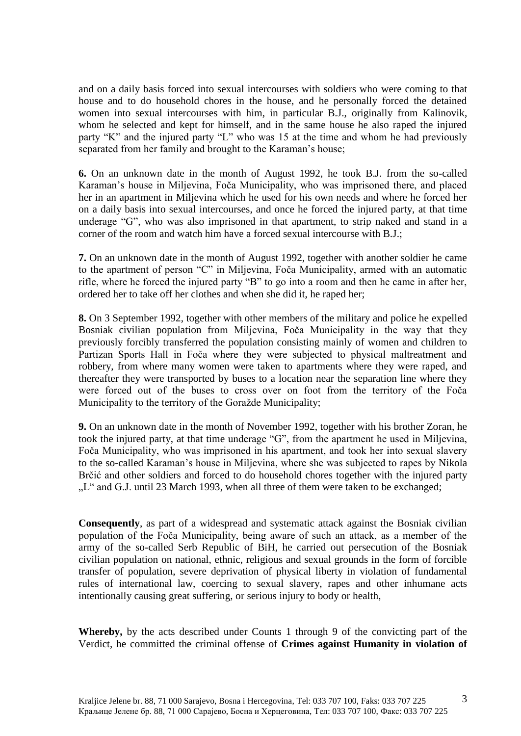and on a daily basis forced into sexual intercourses with soldiers who were coming to that house and to do household chores in the house, and he personally forced the detained women into sexual intercourses with him, in particular B.J., originally from Kalinovik, whom he selected and kept for himself, and in the same house he also raped the injured party "K" and the injured party "L" who was 15 at the time and whom he had previously separated from her family and brought to the Karaman's house;

**6.** On an unknown date in the month of August 1992, he took B.J. from the so-called Karaman's house in Miljevina, Foča Municipality, who was imprisoned there, and placed her in an apartment in Miljevina which he used for his own needs and where he forced her on a daily basis into sexual intercourses, and once he forced the injured party, at that time underage "G", who was also imprisoned in that apartment, to strip naked and stand in a corner of the room and watch him have a forced sexual intercourse with B.J.;

**7.** On an unknown date in the month of August 1992, together with another soldier he came to the apartment of person "C" in Miljevina, Foča Municipality, armed with an automatic rifle, where he forced the injured party "B" to go into a room and then he came in after her, ordered her to take off her clothes and when she did it, he raped her;

**8.** On 3 September 1992, together with other members of the military and police he expelled Bosniak civilian population from Miljevina, Foča Municipality in the way that they previously forcibly transferred the population consisting mainly of women and children to Partizan Sports Hall in Foča where they were subjected to physical maltreatment and robbery, from where many women were taken to apartments where they were raped, and thereafter they were transported by buses to a location near the separation line where they were forced out of the buses to cross over on foot from the territory of the Foča Municipality to the territory of the Goražde Municipality;

**9.** On an unknown date in the month of November 1992, together with his brother Zoran, he took the injured party, at that time underage "G", from the apartment he used in Miljevina, Foča Municipality, who was imprisoned in his apartment, and took her into sexual slavery to the so-called Karaman's house in Miljevina, where she was subjected to rapes by Nikola Brčić and other soldiers and forced to do household chores together with the injured party „L" and G.J. until 23 March 1993, when all three of them were taken to be exchanged;

**Consequently**, as part of a widespread and systematic attack against the Bosniak civilian population of the Foča Municipality, being aware of such an attack, as a member of the army of the so-called Serb Republic of BiH, he carried out persecution of the Bosniak civilian population on national, ethnic, religious and sexual grounds in the form of forcible transfer of population, severe deprivation of physical liberty in violation of fundamental rules of international law, coercing to sexual slavery, rapes and other inhumane acts intentionally causing great suffering, or serious injury to body or health,

**Whereby,** by the acts described under Counts 1 through 9 of the convicting part of the Verdict, he committed the criminal offense of **Crimes against Humanity in violation of**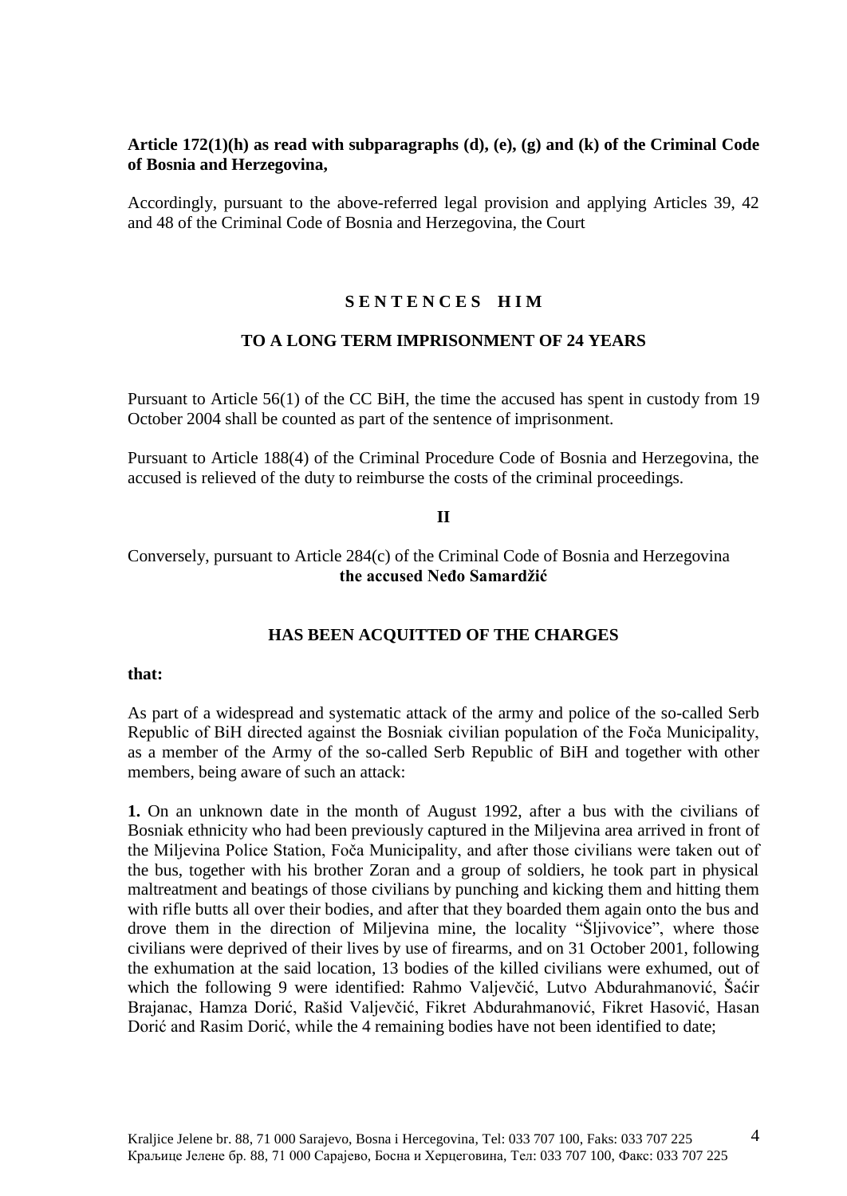**Article 172(1)(h) as read with subparagraphs (d), (e), (g) and (k) of the Criminal Code of Bosnia and Herzegovina,**

Accordingly, pursuant to the above-referred legal provision and applying Articles 39, 42 and 48 of the Criminal Code of Bosnia and Herzegovina, the Court

**S E N T E N C E S   H I M**

**TO A LONG TERM IMPRISONMENT OF 24 YEARS**

Pursuant to Article 56(1) of the CC BiH, the time the accused has spent in custody from 19 October 2004 shall be counted as part of the sentence of imprisonment.

Pursuant to Article 188(4) of the Criminal Procedure Code of Bosnia and Herzegovina, the accused is relieved of the duty to reimburse the costs of the criminal proceedings.

**II**

Conversely, pursuant to Article 284(c) of the Criminal Code of Bosnia and Herzegovina **the accused Neđo Samardžić**

**HAS BEEN ACQUITTED OF THE CHARGES**

**that:**

As part of a widespread and systematic attack of the army and police of the so-called Serb Republic of BiH directed against the Bosniak civilian population of the Foča Municipality, as a member of the Army of the so-called Serb Republic of BiH and together with other members, being aware of such an attack:

**1.** On an unknown date in the month of August 1992, after a bus with the civilians of Bosniak ethnicity who had been previously captured in the Miljevina area arrived in front of the Miljevina Police Station, Foča Municipality, and after those civilians were taken out of the bus, together with his brother Zoran and a group of soldiers, he took part in physical maltreatment and beatings of those civilians by punching and kicking them and hitting them with rifle butts all over their bodies, and after that they boarded them again onto the bus and drove them in the direction of Miljevina mine, the locality "Šljivovice", where those civilians were deprived of their lives by use of firearms, and on 31 October 2001, following the exhumation at the said location, 13 bodies of the killed civilians were exhumed, out of which the following 9 were identified: Rahmo Valjevčić, Lutvo Abdurahmanović, Šaćir Brajanac, Hamza Dorić, Rašid Valjevčić, Fikret Abdurahmanović, Fikret Hasović, Hasan Dorić and Rasim Dorić, while the 4 remaining bodies have not been identified to date;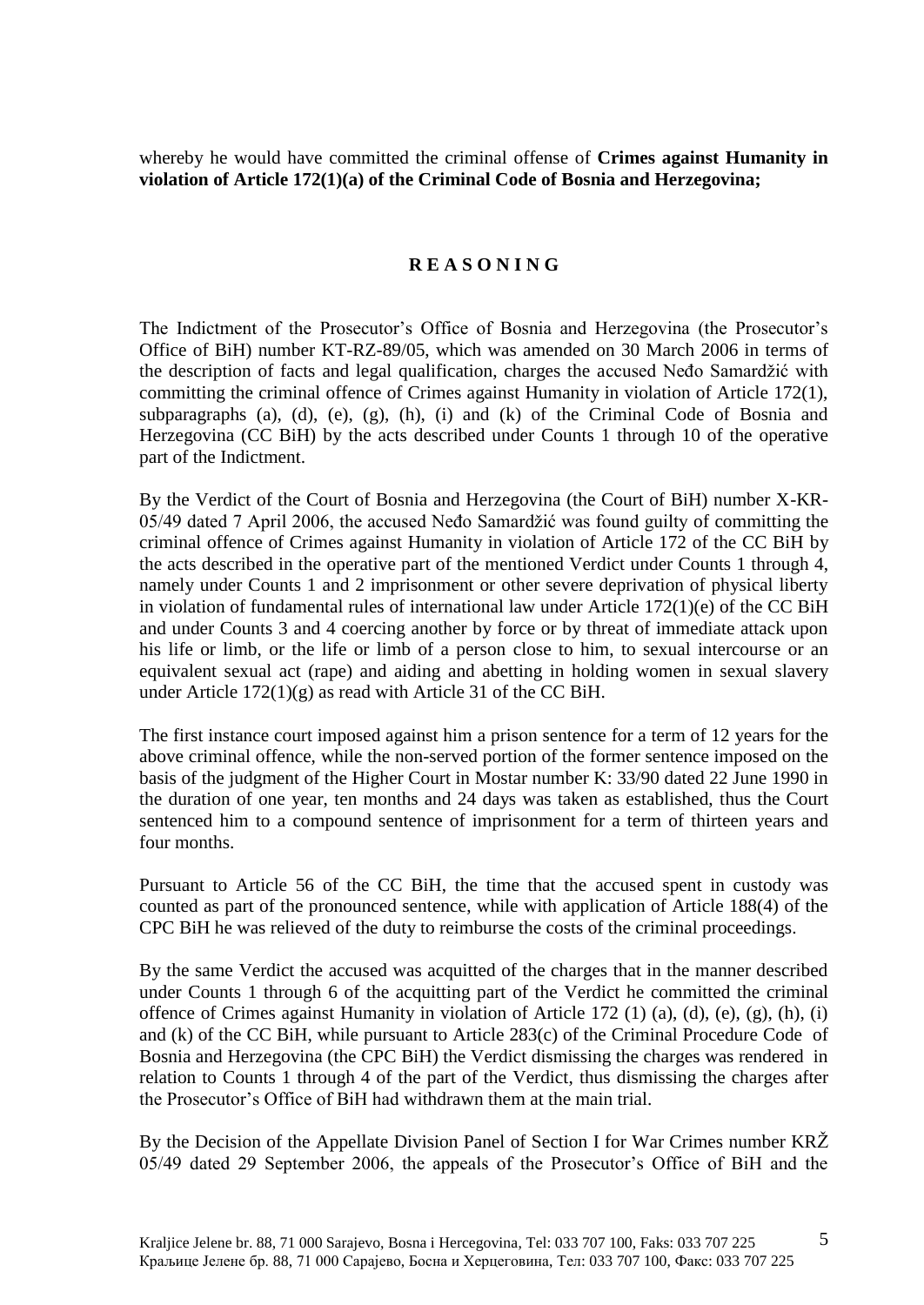whereby he would have committed the criminal offense of **Crimes against Humanity in violation of Article 172(1)(a) of the Criminal Code of Bosnia and Herzegovina;**

## R E A S O N I N G

The Indictment of the Prosecutor's Office of Bosnia and Herzegovina (the Prosecutor's Office of BiH) number KT-RZ-89/05, which was amended on 30 March 2006 in terms of the description of facts and legal qualification, charges the accused Neđo Samardžić with committing the criminal offence of Crimes against Humanity in violation of Article 172(1), subparagraphs (a), (d), (e), (g), (h), (i) and (k) of the Criminal Code of Bosnia and Herzegovina (CC BiH) by the acts described under Counts 1 through 10 of the operative part of the Indictment.

By the Verdict of the Court of Bosnia and Herzegovina (the Court of BiH) number X-KR-05/49 dated 7 April 2006, the accused Neđo Samardžić was found guilty of committing the criminal offence of Crimes against Humanity in violation of Article 172 of the CC BiH by the acts described in the operative part of the mentioned Verdict under Counts 1 through 4, namely under Counts 1 and 2 imprisonment or other severe deprivation of physical liberty in violation of fundamental rules of international law under Article 172(1)(e) of the CC BiH and under Counts 3 and 4 coercing another by force or by threat of immediate attack upon his life or limb, or the life or limb of a person close to him, to sexual intercourse or an equivalent sexual act (rape) and aiding and abetting in holding women in sexual slavery under Article 172(1)(g) as read with Article 31 of the CC BiH.

The first instance court imposed against him a prison sentence for a term of 12 years for the above criminal offence, while the non-served portion of the former sentence imposed on the basis of the judgment of the Higher Court in Mostar number K: 33/90 dated 22 June 1990 in the duration of one year, ten months and 24 days was taken as established, thus the Court sentenced him to a compound sentence of imprisonment for a term of thirteen years and four months.

Pursuant to Article 56 of the CC BiH, the time that the accused spent in custody was counted as part of the pronounced sentence, while with application of Article 188(4) of the CPC BiH he was relieved of the duty to reimburse the costs of the criminal proceedings.

By the same Verdict the accused was acquitted of the charges that in the manner described under Counts 1 through 6 of the acquitting part of the Verdict he committed the criminal offence of Crimes against Humanity in violation of Article 172 (1) (a), (d), (e), (g), (h), (i) and (k) of the CC BiH, while pursuant to Article 283(c) of the Criminal Procedure Code of Bosnia and Herzegovina (the CPC BiH) the Verdict dismissing the charges was rendered in relation to Counts 1 through 4 of the part of the Verdict, thus dismissing the charges after the Prosecutor's Office of BiH had withdrawn them at the main trial.

By the Decision of the Appellate Division Panel of Section I for War Crimes number KRŽ 05/49 dated 29 September 2006, the appeals of the Prosecutor's Office of BiH and the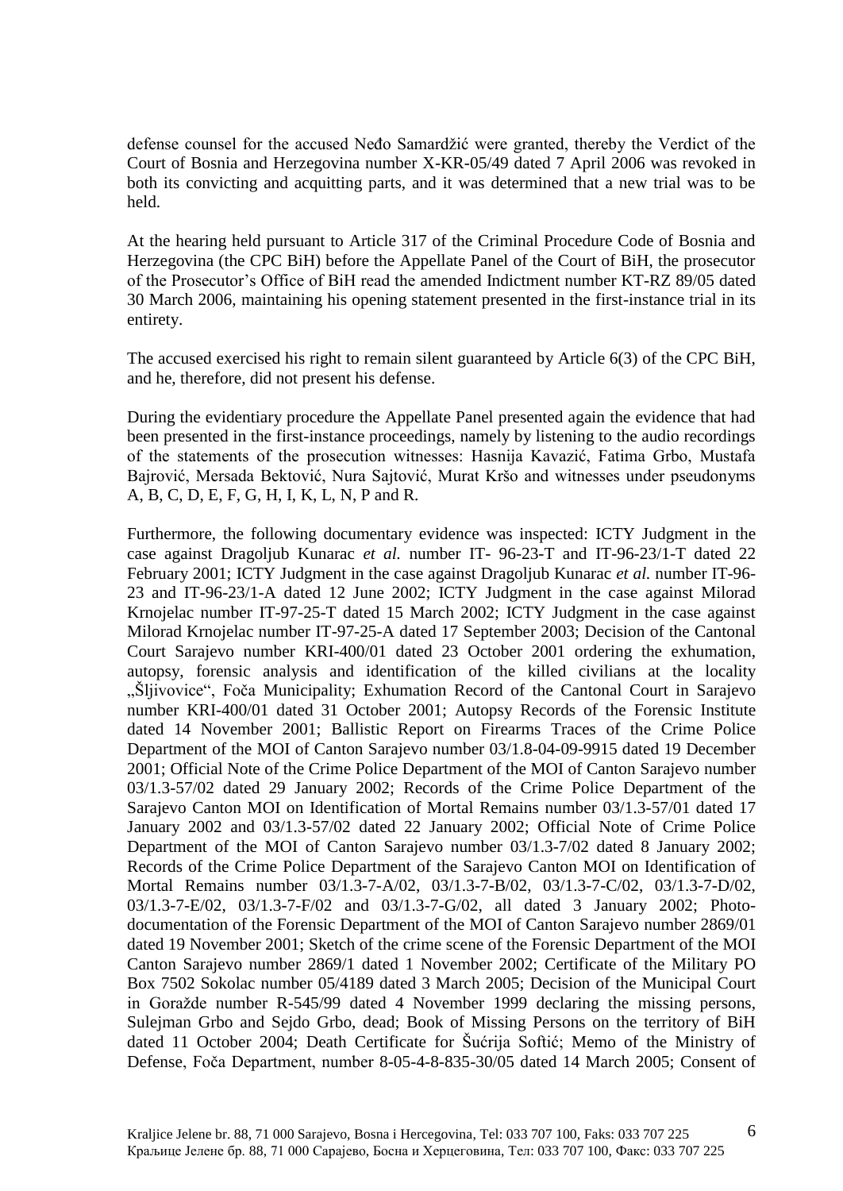defense counsel for the accused Neđo Samardžić were granted, thereby the Verdict of the Court of Bosnia and Herzegovina number X-KR-05/49 dated 7 April 2006 was revoked in both its convicting and acquitting parts, and it was determined that a new trial was to be held.

At the hearing held pursuant to Article 317 of the Criminal Procedure Code of Bosnia and Herzegovina (the CPC BiH) before the Appellate Panel of the Court of BiH, the prosecutor of the Prosecutor's Office of BiH read the amended Indictment number KT-RZ 89/05 dated 30 March 2006, maintaining his opening statement presented in the first-instance trial in its entirety.

The accused exercised his right to remain silent guaranteed by Article 6(3) of the CPC BiH, and he, therefore, did not present his defense.

During the evidentiary procedure the Appellate Panel presented again the evidence that had been presented in the first-instance proceedings, namely by listening to the audio recordings of the statements of the prosecution witnesses: Hasnija Kavazić, Fatima Grbo, Mustafa Bajrović, Mersada Bektović, Nura Sajtović, Murat Kršo and witnesses under pseudonyms A, B, C, D, E, F, G, H, I, K, L, N, P and R.

Furthermore, the following documentary evidence was inspected: ICTY Judgment in the case against Dragoljub Kunarac *et al.* number IT- 96-23-T and IT-96-23/1-T dated 22 February 2001; ICTY Judgment in the case against Dragoljub Kunarac *et al.* number IT-96-23 and IT-96-23/1-A dated 12 June 2002; ICTY Judgment in the case against Milorad Krnojelac number IT-97-25-T dated 15 March 2002; ICTY Judgment in the case against Milorad Krnojelac number IT-97-25-A dated 17 September 2003; Decision of the Cantonal Court Sarajevo number KRI-400/01 dated 23 October 2001 ordering the exhumation, autopsy, forensic analysis and identification of the killed civilians at the locality „Šljivovice", Foča Municipality; Exhumation Record of the Cantonal Court in Sarajevo number KRI-400/01 dated 31 October 2001; Autopsy Records of the Forensic Institute dated 14 November 2001; Ballistic Report on Firearms Traces of the Crime Police Department of the MOI of Canton Sarajevo number 03/1.8-04-09-9915 dated 19 December 2001; Official Note of the Crime Police Department of the MOI of Canton Sarajevo number 03/1.3-57/02 dated 29 January 2002; Records of the Crime Police Department of the Sarajevo Canton MOI on Identification of Mortal Remains number 03/1.3-57/01 dated 17 January 2002 and 03/1.3-57/02 dated 22 January 2002; Official Note of Crime Police Department of the MOI of Canton Sarajevo number 03/1.3-7/02 dated 8 January 2002; Records of the Crime Police Department of the Sarajevo Canton MOI on Identification of Mortal Remains number 03/1.3-7-A/02, 03/1.3-7-B/02, 03/1.3-7-C/02, 03/1.3-7-D/02, 03/1.3-7-E/02, 03/1.3-7-F/02 and 03/1.3-7-G/02, all dated 3 January 2002; Photo-documentation of the Forensic Department of the MOI of Canton Sarajevo number 2869/01 dated 19 November 2001; Sketch of the crime scene of the Forensic Department of the MOI Canton Sarajevo number 2869/1 dated 1 November 2002; Certificate of the Military PO Box 7502 Sokolac number 05/4189 dated 3 March 2005; Decision of the Municipal Court in Goražde number R-545/99 dated 4 November 1999 declaring the missing persons, Sulejman Grbo and Sejdo Grbo, dead; Book of Missing Persons on the territory of BiH dated 11 October 2004; Death Certificate for Šućrija Softić; Memo of the Ministry of Defense, Foča Department, number 8-05-4-8-835-30/05 dated 14 March 2005; Consent of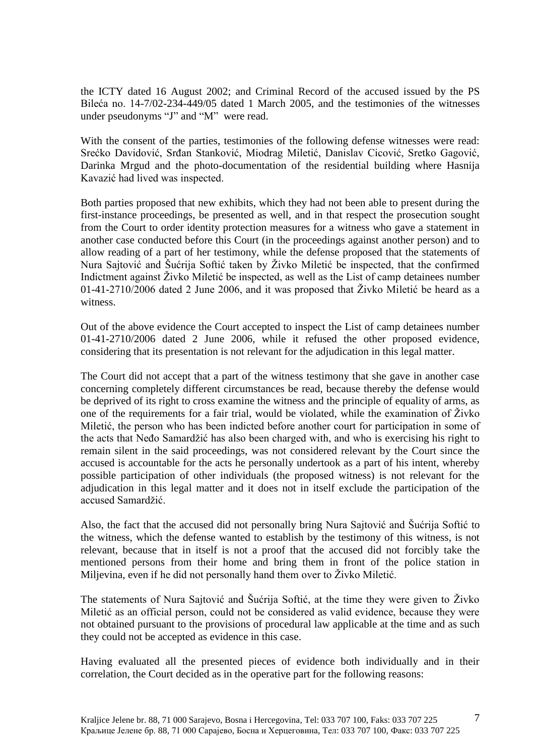the ICTY dated 16 August 2002; and Criminal Record of the accused issued by the PS Bileća no. 14-7/02-234-449/05 dated 1 March 2005, and the testimonies of the witnesses under pseudonyms "J" and "M" were read.

With the consent of the parties, testimonies of the following defense witnesses were read: Srećko Davidović, Srđan Stanković, Miodrag Miletić, Danislav Cicović, Sretko Gagović, Darinka Mrgud and the photo-documentation of the residential building where Hasnija Kavazić had lived was inspected.

Both parties proposed that new exhibits, which they had not been able to present during the first-instance proceedings, be presented as well, and in that respect the prosecution sought from the Court to order identity protection measures for a witness who gave a statement in another case conducted before this Court (in the proceedings against another person) and to allow reading of a part of her testimony, while the defense proposed that the statements of Nura Sajtović and Šućrija Softić taken by Živko Miletić be inspected, that the confirmed Indictment against Živko Miletić be inspected, as well as the List of camp detainees number 01-41-2710/2006 dated 2 June 2006, and it was proposed that Živko Miletić be heard as a witness.

Out of the above evidence the Court accepted to inspect the List of camp detainees number 01-41-2710/2006 dated 2 June 2006, while it refused the other proposed evidence, considering that its presentation is not relevant for the adjudication in this legal matter.

The Court did not accept that a part of the witness testimony that she gave in another case concerning completely different circumstances be read, because thereby the defense would be deprived of its right to cross examine the witness and the principle of equality of arms, as one of the requirements for a fair trial, would be violated, while the examination of Živko Miletić, the person who has been indicted before another court for participation in some of the acts that Neđo Samardžić has also been charged with, and who is exercising his right to remain silent in the said proceedings, was not considered relevant by the Court since the accused is accountable for the acts he personally undertook as a part of his intent, whereby possible participation of other individuals (the proposed witness) is not relevant for the adjudication in this legal matter and it does not in itself exclude the participation of the accused Samardžić.

Also, the fact that the accused did not personally bring Nura Sajtović and Šućrija Softić to the witness, which the defense wanted to establish by the testimony of this witness, is not relevant, because that in itself is not a proof that the accused did not forcibly take the mentioned persons from their home and bring them in front of the police station in Miljevina, even if he did not personally hand them over to Živko Miletić.

The statements of Nura Sajtović and Šućrija Softić, at the time they were given to Živko Miletić as an official person, could not be considered as valid evidence, because they were not obtained pursuant to the provisions of procedural law applicable at the time and as such they could not be accepted as evidence in this case.

Having evaluated all the presented pieces of evidence both individually and in their correlation, the Court decided as in the operative part for the following reasons: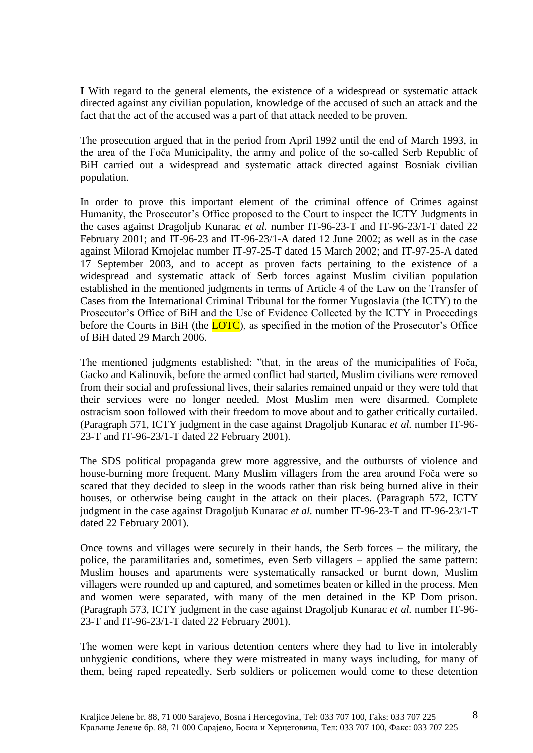**I** With regard to the general elements, the existence of a widespread or systematic attack directed against any civilian population, knowledge of the accused of such an attack and the fact that the act of the accused was a part of that attack needed to be proven.

The prosecution argued that in the period from April 1992 until the end of March 1993, in the area of the Foča Municipality, the army and police of the so-called Serb Republic of BiH carried out a widespread and systematic attack directed against Bosniak civilian population.

In order to prove this important element of the criminal offence of Crimes against Humanity, the Prosecutor's Office proposed to the Court to inspect the ICTY Judgments in the cases against Dragoljub Kunarac *et al.* number IT-96-23-T and IT-96-23/1-T dated 22 February 2001; and IT-96-23 and IT-96-23/1-A dated 12 June 2002; as well as in the case against Milorad Krnojelac number IT-97-25-T dated 15 March 2002; and IT-97-25-A dated 17 September 2003, and to accept as proven facts pertaining to the existence of a widespread and systematic attack of Serb forces against Muslim civilian population established in the mentioned judgments in terms of Article 4 of the Law on the Transfer of Cases from the International Criminal Tribunal for the former Yugoslavia (the ICTY) to the Prosecutor's Office of BiH and the Use of Evidence Collected by the ICTY in Proceedings before the Courts in BiH (the LOTC), as specified in the motion of the Prosecutor's Office of BiH dated 29 March 2006.

The mentioned judgments established: "that, in the areas of the municipalities of Foča, Gacko and Kalinovik, before the armed conflict had started, Muslim civilians were removed from their social and professional lives, their salaries remained unpaid or they were told that their services were no longer needed. Most Muslim men were disarmed. Complete ostracism soon followed with their freedom to move about and to gather critically curtailed. (Paragraph 571, ICTY judgment in the case against Dragoljub Kunarac *et al.* number IT-96-23-T and IT-96-23/1-T dated 22 February 2001).

The SDS political propaganda grew more aggressive, and the outbursts of violence and house-burning more frequent. Many Muslim villagers from the area around Foča were so scared that they decided to sleep in the woods rather than risk being burned alive in their houses, or otherwise being caught in the attack on their places. (Paragraph 572, ICTY judgment in the case against Dragoljub Kunarac *et al.* number IT-96-23-T and IT-96-23/1-T dated 22 February 2001).

Once towns and villages were securely in their hands, the Serb forces – the military, the police, the paramilitaries and, sometimes, even Serb villagers – applied the same pattern: Muslim houses and apartments were systematically ransacked or burnt down, Muslim villagers were rounded up and captured, and sometimes beaten or killed in the process. Men and women were separated, with many of the men detained in the KP Dom prison. (Paragraph 573, ICTY judgment in the case against Dragoljub Kunarac *et al.* number IT-96-23-T and IT-96-23/1-T dated 22 February 2001).

The women were kept in various detention centers where they had to live in intolerably unhygienic conditions, where they were mistreated in many ways including, for many of them, being raped repeatedly. Serb soldiers or policemen would come to these detention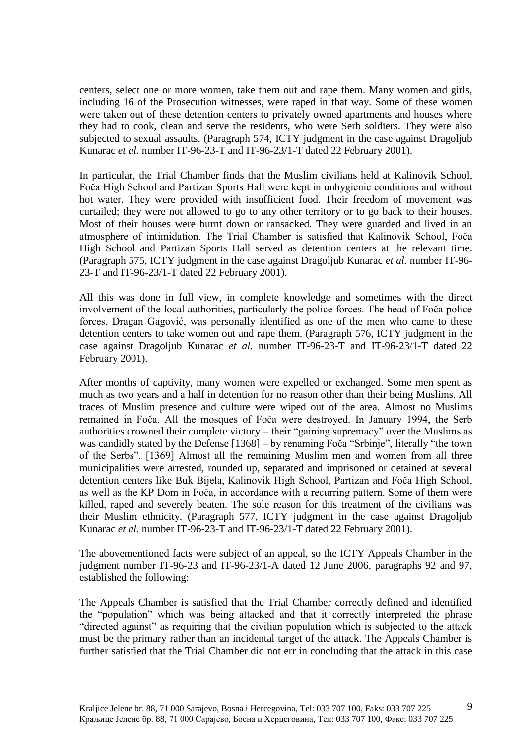centers, select one or more women, take them out and rape them. Many women and girls, including 16 of the Prosecution witnesses, were raped in that way. Some of these women were taken out of these detention centers to privately owned apartments and houses where they had to cook, clean and serve the residents, who were Serb soldiers. They were also subjected to sexual assaults. (Paragraph 574, ICTY judgment in the case against Dragoljub Kunarac *et al.* number IT-96-23-T and IT-96-23/1-T dated 22 February 2001).

In particular, the Trial Chamber finds that the Muslim civilians held at Kalinovik School, Foča High School and Partizan Sports Hall were kept in unhygienic conditions and without hot water. They were provided with insufficient food. Their freedom of movement was curtailed; they were not allowed to go to any other territory or to go back to their houses. Most of their houses were burnt down or ransacked. They were guarded and lived in an atmosphere of intimidation. The Trial Chamber is satisfied that Kalinovik School, Foča High School and Partizan Sports Hall served as detention centers at the relevant time. (Paragraph 575, ICTY judgment in the case against Dragoljub Kunarac *et al.* number IT-96-23-T and IT-96-23/1-T dated 22 February 2001).

All this was done in full view, in complete knowledge and sometimes with the direct involvement of the local authorities, particularly the police forces. The head of Foča police forces, Dragan Gagović, was personally identified as one of the men who came to these detention centers to take women out and rape them. (Paragraph 576, ICTY judgment in the case against Dragoljub Kunarac *et al.* number IT-96-23-T and IT-96-23/1-T dated 22 February 2001).

After months of captivity, many women were expelled or exchanged. Some men spent as much as two years and a half in detention for no reason other than their being Muslims. All traces of Muslim presence and culture were wiped out of the area. Almost no Muslims remained in Foča. All the mosques of Foča were destroyed. In January 1994, the Serb authorities crowned their complete victory – their "gaining supremacy" over the Muslims as was candidly stated by the Defense [1368] – by renaming Foča "Srbinje", literally "the town of the Serbs". [1369] Almost all the remaining Muslim men and women from all three municipalities were arrested, rounded up, separated and imprisoned or detained at several detention centers like Buk Bijela, Kalinovik High School, Partizan and Foča High School, as well as the KP Dom in Foča, in accordance with a recurring pattern. Some of them were killed, raped and severely beaten. The sole reason for this treatment of the civilians was their Muslim ethnicity. (Paragraph 577, ICTY judgment in the case against Dragoljub Kunarac *et al.* number IT-96-23-T and IT-96-23/1-T dated 22 February 2001).

The abovementioned facts were subject of an appeal, so the ICTY Appeals Chamber in the judgment number IT-96-23 and IT-96-23/1-A dated 12 June 2006, paragraphs 92 and 97, established the following:

The Appeals Chamber is satisfied that the Trial Chamber correctly defined and identified the "population" which was being attacked and that it correctly interpreted the phrase "directed against" as requiring that the civilian population which is subjected to the attack must be the primary rather than an incidental target of the attack. The Appeals Chamber is further satisfied that the Trial Chamber did not err in concluding that the attack in this case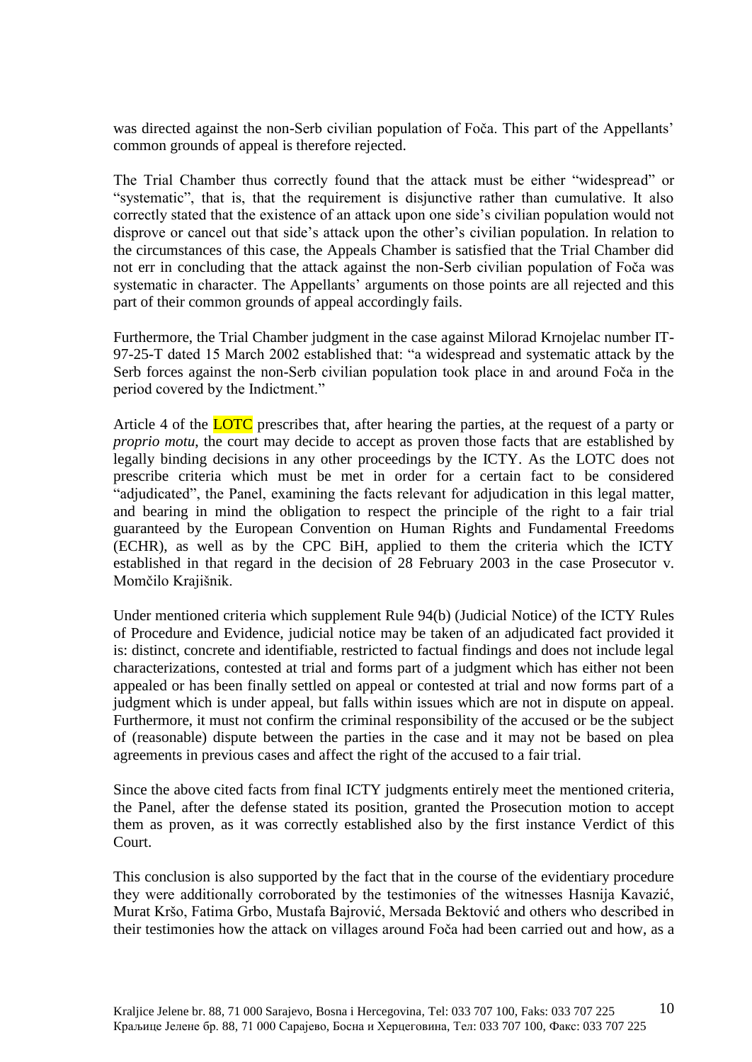was directed against the non-Serb civilian population of Foča. This part of the Appellants' common grounds of appeal is therefore rejected.

The Trial Chamber thus correctly found that the attack must be either "widespread" or "systematic", that is, that the requirement is disjunctive rather than cumulative. It also correctly stated that the existence of an attack upon one side's civilian population would not disprove or cancel out that side's attack upon the other's civilian population. In relation to the circumstances of this case, the Appeals Chamber is satisfied that the Trial Chamber did not err in concluding that the attack against the non-Serb civilian population of Foča was systematic in character. The Appellants' arguments on those points are all rejected and this part of their common grounds of appeal accordingly fails.

Furthermore, the Trial Chamber judgment in the case against Milorad Krnojelac number IT-97-25-T dated 15 March 2002 established that: "a widespread and systematic attack by the Serb forces against the non-Serb civilian population took place in and around Foča in the period covered by the Indictment."

Article 4 of the LOTC prescribes that, after hearing the parties, at the request of a party or *proprio motu*, the court may decide to accept as proven those facts that are established by legally binding decisions in any other proceedings by the ICTY. As the LOTC does not prescribe criteria which must be met in order for a certain fact to be considered "adjudicated", the Panel, examining the facts relevant for adjudication in this legal matter, and bearing in mind the obligation to respect the principle of the right to a fair trial guaranteed by the European Convention on Human Rights and Fundamental Freedoms (ECHR), as well as by the CPC BiH, applied to them the criteria which the ICTY established in that regard in the decision of 28 February 2003 in the case Prosecutor v. Momčilo Krajišnik.

Under mentioned criteria which supplement Rule 94(b) (Judicial Notice) of the ICTY Rules of Procedure and Evidence, judicial notice may be taken of an adjudicated fact provided it is: distinct, concrete and identifiable, restricted to factual findings and does not include legal characterizations, contested at trial and forms part of a judgment which has either not been appealed or has been finally settled on appeal or contested at trial and now forms part of a judgment which is under appeal, but falls within issues which are not in dispute on appeal. Furthermore, it must not confirm the criminal responsibility of the accused or be the subject of (reasonable) dispute between the parties in the case and it may not be based on plea agreements in previous cases and affect the right of the accused to a fair trial.

Since the above cited facts from final ICTY judgments entirely meet the mentioned criteria, the Panel, after the defense stated its position, granted the Prosecution motion to accept them as proven, as it was correctly established also by the first instance Verdict of this Court.

This conclusion is also supported by the fact that in the course of the evidentiary procedure they were additionally corroborated by the testimonies of the witnesses Hasnija Kavazić, Murat Kršo, Fatima Grbo, Mustafa Bajrović, Mersada Bektović and others who described in their testimonies how the attack on villages around Foča had been carried out and how, as a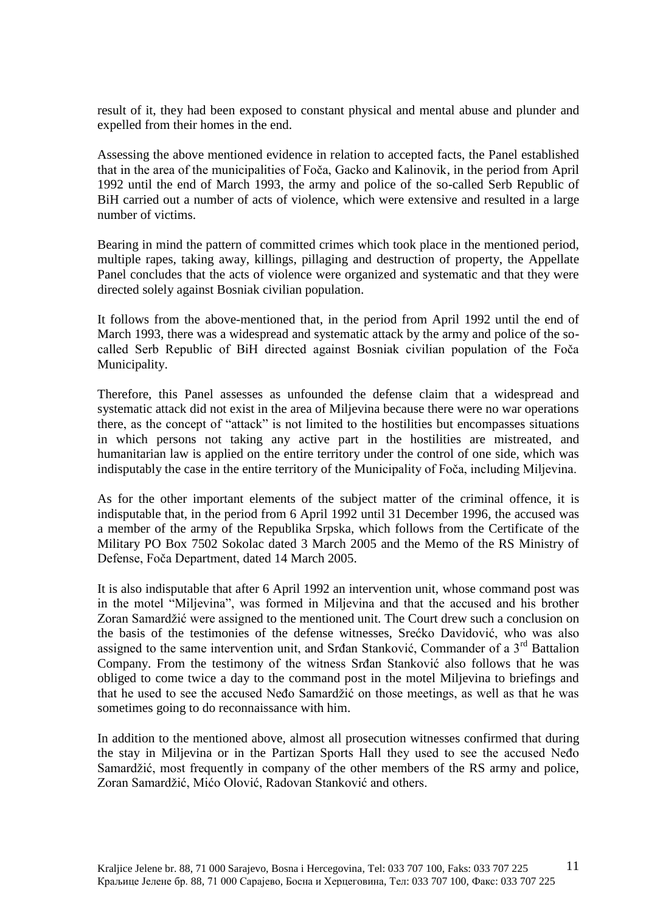result of it, they had been exposed to constant physical and mental abuse and plunder and expelled from their homes in the end.

Assessing the above mentioned evidence in relation to accepted facts, the Panel established that in the area of the municipalities of Foča, Gacko and Kalinovik, in the period from April 1992 until the end of March 1993, the army and police of the so-called Serb Republic of BiH carried out a number of acts of violence, which were extensive and resulted in a large number of victims.

Bearing in mind the pattern of committed crimes which took place in the mentioned period, multiple rapes, taking away, killings, pillaging and destruction of property, the Appellate Panel concludes that the acts of violence were organized and systematic and that they were directed solely against Bosniak civilian population.

It follows from the above-mentioned that, in the period from April 1992 until the end of March 1993, there was a widespread and systematic attack by the army and police of the so-called Serb Republic of BiH directed against Bosniak civilian population of the Foča Municipality.

Therefore, this Panel assesses as unfounded the defense claim that a widespread and systematic attack did not exist in the area of Miljevina because there were no war operations there, as the concept of "attack" is not limited to the hostilities but encompasses situations in which persons not taking any active part in the hostilities are mistreated, and humanitarian law is applied on the entire territory under the control of one side, which was indisputably the case in the entire territory of the Municipality of Foča, including Miljevina.

As for the other important elements of the subject matter of the criminal offence, it is indisputable that, in the period from 6 April 1992 until 31 December 1996, the accused was a member of the army of the Republika Srpska, which follows from the Certificate of the Military PO Box 7502 Sokolac dated 3 March 2005 and the Memo of the RS Ministry of Defense, Foča Department, dated 14 March 2005.

It is also indisputable that after 6 April 1992 an intervention unit, whose command post was in the motel "Miljevina", was formed in Miljevina and that the accused and his brother Zoran Samardžić were assigned to the mentioned unit. The Court drew such a conclusion on the basis of the testimonies of the defense witnesses, Srećko Davidović, who was also assigned to the same intervention unit, and Srđan Stanković, Commander of a 3rd Battalion Company. From the testimony of the witness Srđan Stanković also follows that he was obliged to come twice a day to the command post in the motel Miljevina to briefings and that he used to see the accused Neđo Samardžić on those meetings, as well as that he was sometimes going to do reconnaissance with him.

In addition to the mentioned above, almost all prosecution witnesses confirmed that during the stay in Miljevina or in the Partizan Sports Hall they used to see the accused Neđo Samardžić, most frequently in company of the other members of the RS army and police, Zoran Samardžić, Mićo Olović, Radovan Stanković and others.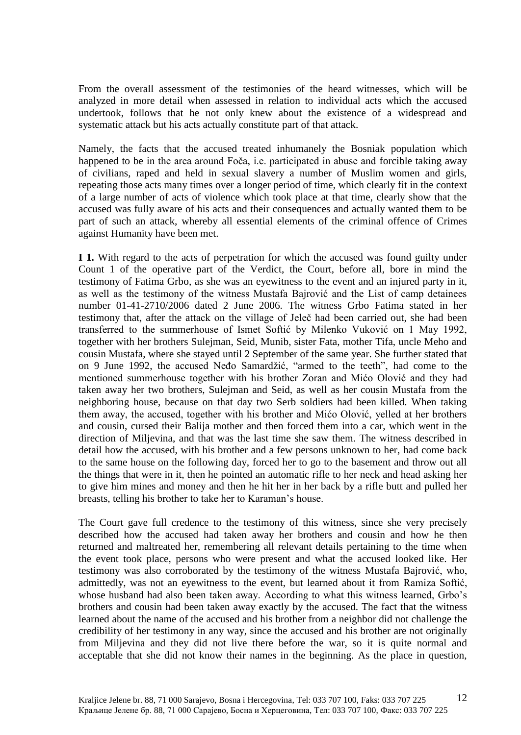From the overall assessment of the testimonies of the heard witnesses, which will be analyzed in more detail when assessed in relation to individual acts which the accused undertook, follows that he not only knew about the existence of a widespread and systematic attack but his acts actually constitute part of that attack.

Namely, the facts that the accused treated inhumanely the Bosniak population which happened to be in the area around Foča, i.e. participated in abuse and forcible taking away of civilians, raped and held in sexual slavery a number of Muslim women and girls, repeating those acts many times over a longer period of time, which clearly fit in the context of a large number of acts of violence which took place at that time, clearly show that the accused was fully aware of his acts and their consequences and actually wanted them to be part of such an attack, whereby all essential elements of the criminal offence of Crimes against Humanity have been met.

**I 1.** With regard to the acts of perpetration for which the accused was found guilty under Count 1 of the operative part of the Verdict, the Court, before all, bore in mind the testimony of Fatima Grbo, as she was an eyewitness to the event and an injured party in it, as well as the testimony of the witness Mustafa Bajrović and the List of camp detainees number 01-41-2710/2006 dated 2 June 2006. The witness Grbo Fatima stated in her testimony that, after the attack on the village of Jeleč had been carried out, she had been transferred to the summerhouse of Ismet Softić by Milenko Vuković on 1 May 1992, together with her brothers Sulejman, Seid, Munib, sister Fata, mother Tifa, uncle Meho and cousin Mustafa, where she stayed until 2 September of the same year. She further stated that on 9 June 1992, the accused Neđo Samardžić, "armed to the teeth", had come to the mentioned summerhouse together with his brother Zoran and Mićo Olović and they had taken away her two brothers, Sulejman and Seid, as well as her cousin Mustafa from the neighboring house, because on that day two Serb soldiers had been killed. When taking them away, the accused, together with his brother and Mićo Olović, yelled at her brothers and cousin, cursed their Balija mother and then forced them into a car, which went in the direction of Miljevina, and that was the last time she saw them. The witness described in detail how the accused, with his brother and a few persons unknown to her, had come back to the same house on the following day, forced her to go to the basement and throw out all the things that were in it, then he pointed an automatic rifle to her neck and head asking her to give him mines and money and then he hit her in her back by a rifle butt and pulled her breasts, telling his brother to take her to Karaman's house.

The Court gave full credence to the testimony of this witness, since she very precisely described how the accused had taken away her brothers and cousin and how he then returned and maltreated her, remembering all relevant details pertaining to the time when the event took place, persons who were present and what the accused looked like. Her testimony was also corroborated by the testimony of the witness Mustafa Bajrović, who, admittedly, was not an eyewitness to the event, but learned about it from Ramiza Softić, whose husband had also been taken away. According to what this witness learned, Grbo's brothers and cousin had been taken away exactly by the accused. The fact that the witness learned about the name of the accused and his brother from a neighbor did not challenge the credibility of her testimony in any way, since the accused and his brother are not originally from Miljevina and they did not live there before the war, so it is quite normal and acceptable that she did not know their names in the beginning. As the place in question,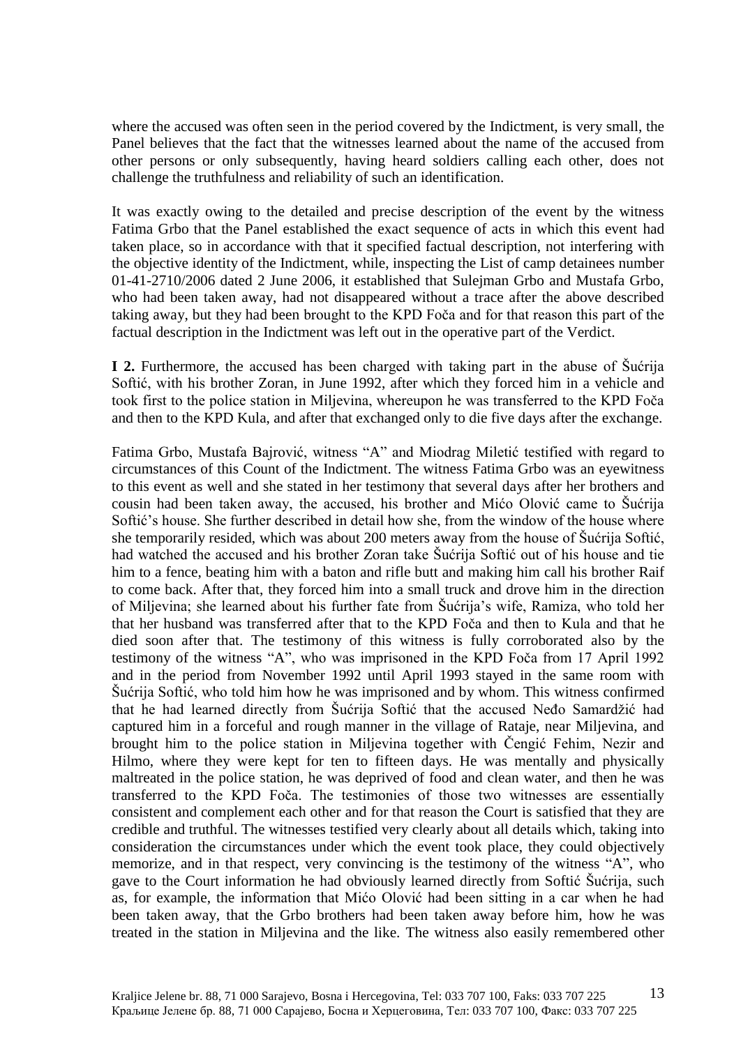where the accused was often seen in the period covered by the Indictment, is very small, the Panel believes that the fact that the witnesses learned about the name of the accused from other persons or only subsequently, having heard soldiers calling each other, does not challenge the truthfulness and reliability of such an identification.

It was exactly owing to the detailed and precise description of the event by the witness Fatima Grbo that the Panel established the exact sequence of acts in which this event had taken place, so in accordance with that it specified factual description, not interfering with the objective identity of the Indictment, while, inspecting the List of camp detainees number 01-41-2710/2006 dated 2 June 2006, it established that Sulejman Grbo and Mustafa Grbo, who had been taken away, had not disappeared without a trace after the above described taking away, but they had been brought to the KPD Foča and for that reason this part of the factual description in the Indictment was left out in the operative part of the Verdict.

**I 2.** Furthermore, the accused has been charged with taking part in the abuse of Šućrija Softić, with his brother Zoran, in June 1992, after which they forced him in a vehicle and took first to the police station in Miljevina, whereupon he was transferred to the KPD Foča and then to the KPD Kula, and after that exchanged only to die five days after the exchange.

Fatima Grbo, Mustafa Bajrović, witness "A" and Miodrag Miletić testified with regard to circumstances of this Count of the Indictment. The witness Fatima Grbo was an eyewitness to this event as well and she stated in her testimony that several days after her brothers and cousin had been taken away, the accused, his brother and Mićo Olović came to Šućrija Softić's house. She further described in detail how she, from the window of the house where she temporarily resided, which was about 200 meters away from the house of Šućrija Softić, had watched the accused and his brother Zoran take Šućrija Softić out of his house and tie him to a fence, beating him with a baton and rifle butt and making him call his brother Raif to come back. After that, they forced him into a small truck and drove him in the direction of Miljevina; she learned about his further fate from Šućrija's wife, Ramiza, who told her that her husband was transferred after that to the KPD Foča and then to Kula and that he died soon after that. The testimony of this witness is fully corroborated also by the testimony of the witness "A", who was imprisoned in the KPD Foča from 17 April 1992 and in the period from November 1992 until April 1993 stayed in the same room with Šućrija Softić, who told him how he was imprisoned and by whom. This witness confirmed that he had learned directly from Šućrija Softić that the accused Neđo Samardžić had captured him in a forceful and rough manner in the village of Rataje, near Miljevina, and brought him to the police station in Miljevina together with Čengić Fehim, Nezir and Hilmo, where they were kept for ten to fifteen days. He was mentally and physically maltreated in the police station, he was deprived of food and clean water, and then he was transferred to the KPD Foča. The testimonies of those two witnesses are essentially consistent and complement each other and for that reason the Court is satisfied that they are credible and truthful. The witnesses testified very clearly about all details which, taking into consideration the circumstances under which the event took place, they could objectively memorize, and in that respect, very convincing is the testimony of the witness "A", who gave to the Court information he had obviously learned directly from Softić Šućrija, such as, for example, the information that Mićo Olović had been sitting in a car when he had been taken away, that the Grbo brothers had been taken away before him, how he was treated in the station in Miljevina and the like. The witness also easily remembered other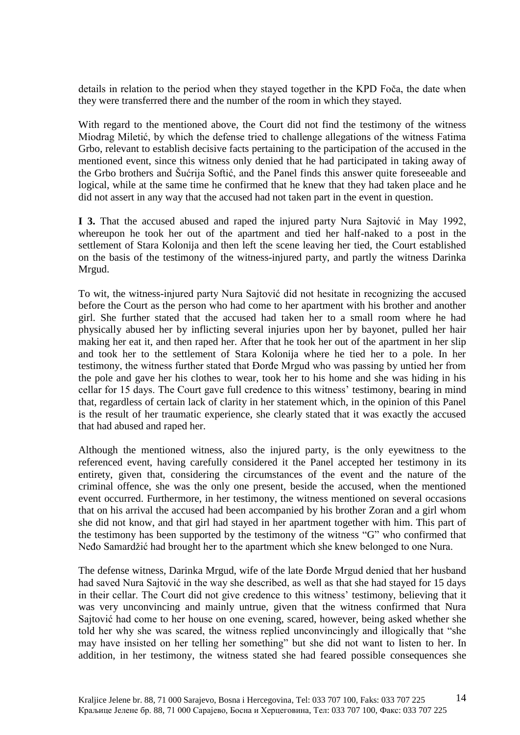details in relation to the period when they stayed together in the KPD Foča, the date when they were transferred there and the number of the room in which they stayed.

With regard to the mentioned above, the Court did not find the testimony of the witness Miodrag Miletić, by which the defense tried to challenge allegations of the witness Fatima Grbo, relevant to establish decisive facts pertaining to the participation of the accused in the mentioned event, since this witness only denied that he had participated in taking away of the Grbo brothers and Šućrija Softić, and the Panel finds this answer quite foreseeable and logical, while at the same time he confirmed that he knew that they had taken place and he did not assert in any way that the accused had not taken part in the event in question.

**I 3.** That the accused abused and raped the injured party Nura Sajtović in May 1992, whereupon he took her out of the apartment and tied her half-naked to a post in the settlement of Stara Kolonija and then left the scene leaving her tied, the Court established on the basis of the testimony of the witness-injured party, and partly the witness Darinka Mrgud.

To wit, the witness-injured party Nura Sajtović did not hesitate in recognizing the accused before the Court as the person who had come to her apartment with his brother and another girl. She further stated that the accused had taken her to a small room where he had physically abused her by inflicting several injuries upon her by bayonet, pulled her hair making her eat it, and then raped her. After that he took her out of the apartment in her slip and took her to the settlement of Stara Kolonija where he tied her to a pole. In her testimony, the witness further stated that Đorđe Mrgud who was passing by untied her from the pole and gave her his clothes to wear, took her to his home and she was hiding in his cellar for 15 days. The Court gave full credence to this witness' testimony, bearing in mind that, regardless of certain lack of clarity in her statement which, in the opinion of this Panel is the result of her traumatic experience, she clearly stated that it was exactly the accused that had abused and raped her.

Although the mentioned witness, also the injured party, is the only eyewitness to the referenced event, having carefully considered it the Panel accepted her testimony in its entirety, given that, considering the circumstances of the event and the nature of the criminal offence, she was the only one present, beside the accused, when the mentioned event occurred. Furthermore, in her testimony, the witness mentioned on several occasions that on his arrival the accused had been accompanied by his brother Zoran and a girl whom she did not know, and that girl had stayed in her apartment together with him. This part of the testimony has been supported by the testimony of the witness "G" who confirmed that Neđo Samardžić had brought her to the apartment which she knew belonged to one Nura.

The defense witness, Darinka Mrgud, wife of the late Đorđe Mrgud denied that her husband had saved Nura Sajtović in the way she described, as well as that she had stayed for 15 days in their cellar. The Court did not give credence to this witness' testimony, believing that it was very unconvincing and mainly untrue, given that the witness confirmed that Nura Sajtović had come to her house on one evening, scared, however, being asked whether she told her why she was scared, the witness replied unconvincingly and illogically that "she may have insisted on her telling her something" but she did not want to listen to her. In addition, in her testimony, the witness stated she had feared possible consequences she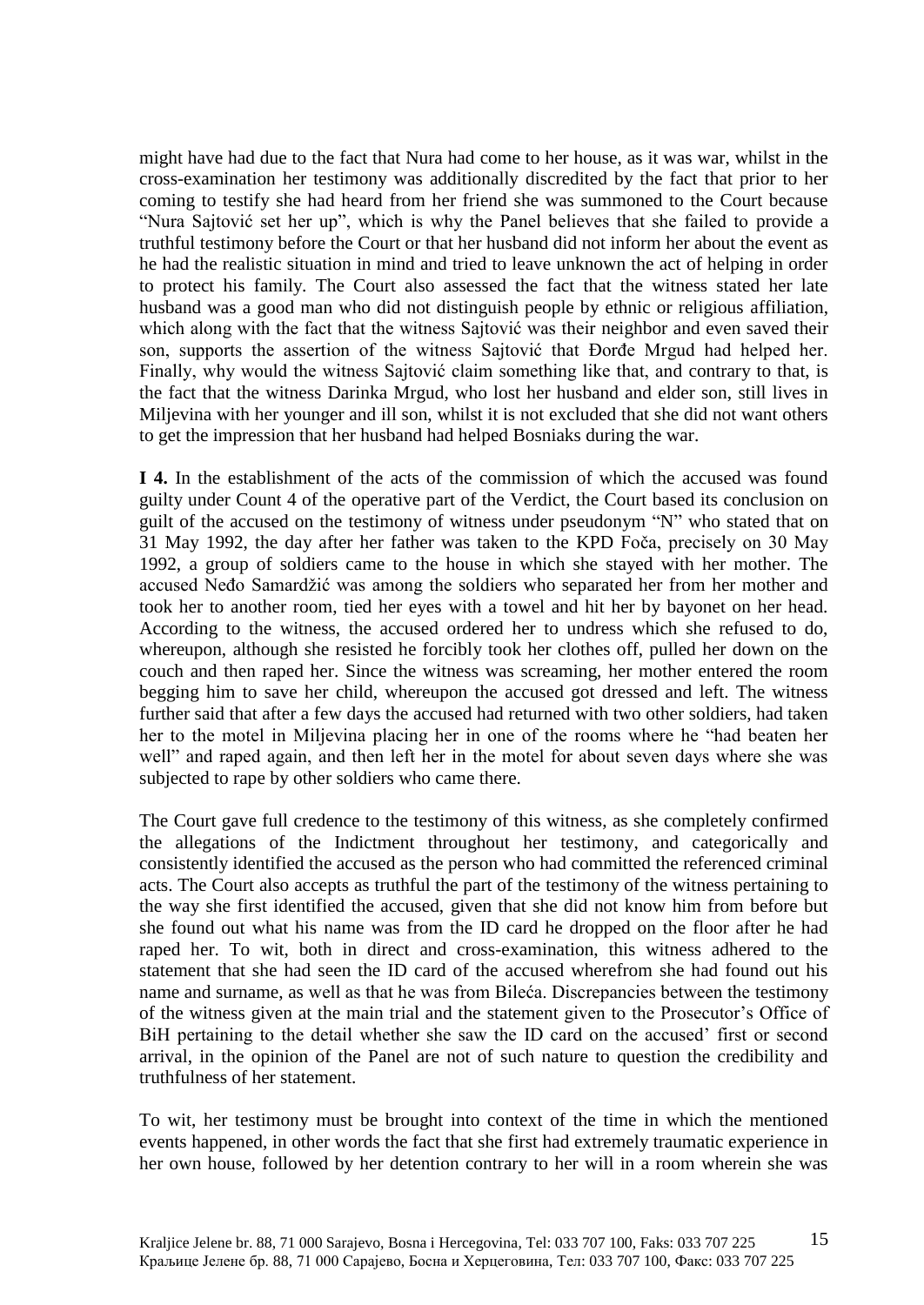might have had due to the fact that Nura had come to her house, as it was war, whilst in the cross-examination her testimony was additionally discredited by the fact that prior to her coming to testify she had heard from her friend she was summoned to the Court because "Nura Sajtović set her up", which is why the Panel believes that she failed to provide a truthful testimony before the Court or that her husband did not inform her about the event as he had the realistic situation in mind and tried to leave unknown the act of helping in order to protect his family. The Court also assessed the fact that the witness stated her late husband was a good man who did not distinguish people by ethnic or religious affiliation, which along with the fact that the witness Sajtović was their neighbor and even saved their son, supports the assertion of the witness Sajtović that Đorđe Mrgud had helped her. Finally, why would the witness Sajtović claim something like that, and contrary to that, is the fact that the witness Darinka Mrgud, who lost her husband and elder son, still lives in Miljevina with her younger and ill son, whilst it is not excluded that she did not want others to get the impression that her husband had helped Bosniaks during the war.

**I 4.** In the establishment of the acts of the commission of which the accused was found guilty under Count 4 of the operative part of the Verdict, the Court based its conclusion on guilt of the accused on the testimony of witness under pseudonym "N" who stated that on 31 May 1992, the day after her father was taken to the KPD Foča, precisely on 30 May 1992, a group of soldiers came to the house in which she stayed with her mother. The accused Neđo Samardžić was among the soldiers who separated her from her mother and took her to another room, tied her eyes with a towel and hit her by bayonet on her head. According to the witness, the accused ordered her to undress which she refused to do, whereupon, although she resisted he forcibly took her clothes off, pulled her down on the couch and then raped her. Since the witness was screaming, her mother entered the room begging him to save her child, whereupon the accused got dressed and left. The witness further said that after a few days the accused had returned with two other soldiers, had taken her to the motel in Miljevina placing her in one of the rooms where he "had beaten her well" and raped again, and then left her in the motel for about seven days where she was subjected to rape by other soldiers who came there.

The Court gave full credence to the testimony of this witness, as she completely confirmed the allegations of the Indictment throughout her testimony, and categorically and consistently identified the accused as the person who had committed the referenced criminal acts. The Court also accepts as truthful the part of the testimony of the witness pertaining to the way she first identified the accused, given that she did not know him from before but she found out what his name was from the ID card he dropped on the floor after he had raped her. To wit, both in direct and cross-examination, this witness adhered to the statement that she had seen the ID card of the accused wherefrom she had found out his name and surname, as well as that he was from Bileća. Discrepancies between the testimony of the witness given at the main trial and the statement given to the Prosecutor's Office of BiH pertaining to the detail whether she saw the ID card on the accused' first or second arrival, in the opinion of the Panel are not of such nature to question the credibility and truthfulness of her statement.

To wit, her testimony must be brought into context of the time in which the mentioned events happened, in other words the fact that she first had extremely traumatic experience in her own house, followed by her detention contrary to her will in a room wherein she was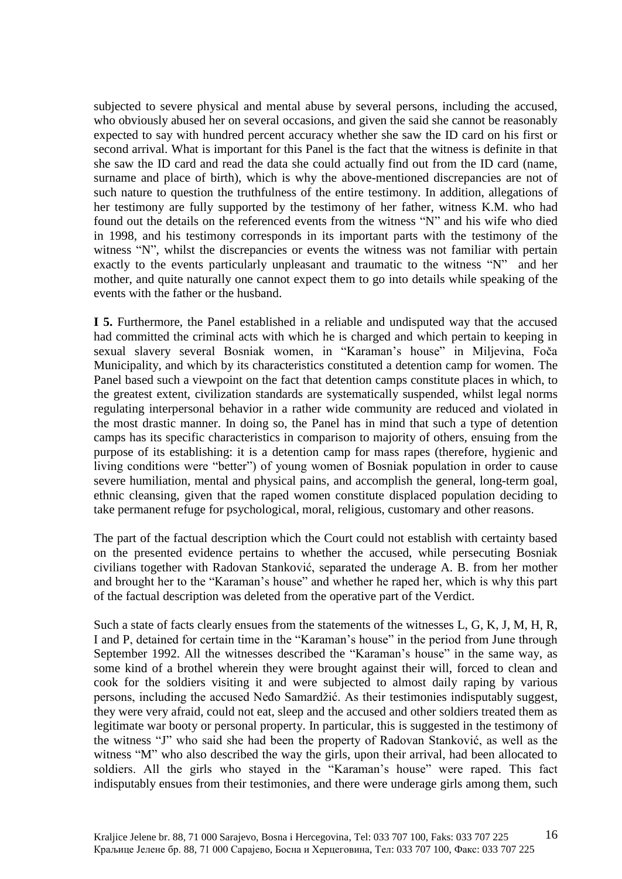subjected to severe physical and mental abuse by several persons, including the accused, who obviously abused her on several occasions, and given the said she cannot be reasonably expected to say with hundred percent accuracy whether she saw the ID card on his first or second arrival. What is important for this Panel is the fact that the witness is definite in that she saw the ID card and read the data she could actually find out from the ID card (name, surname and place of birth), which is why the above-mentioned discrepancies are not of such nature to question the truthfulness of the entire testimony. In addition, allegations of her testimony are fully supported by the testimony of her father, witness K.M. who had found out the details on the referenced events from the witness "N" and his wife who died in 1998, and his testimony corresponds in its important parts with the testimony of the witness "N", whilst the discrepancies or events the witness was not familiar with pertain exactly to the events particularly unpleasant and traumatic to the witness "N" and her mother, and quite naturally one cannot expect them to go into details while speaking of the events with the father or the husband.

**I 5.** Furthermore, the Panel established in a reliable and undisputed way that the accused had committed the criminal acts with which he is charged and which pertain to keeping in sexual slavery several Bosniak women, in "Karaman's house" in Miljevina, Foča Municipality, and which by its characteristics constituted a detention camp for women. The Panel based such a viewpoint on the fact that detention camps constitute places in which, to the greatest extent, civilization standards are systematically suspended, whilst legal norms regulating interpersonal behavior in a rather wide community are reduced and violated in the most drastic manner. In doing so, the Panel has in mind that such a type of detention camps has its specific characteristics in comparison to majority of others, ensuing from the purpose of its establishing: it is a detention camp for mass rapes (therefore, hygienic and living conditions were "better") of young women of Bosniak population in order to cause severe humiliation, mental and physical pains, and accomplish the general, long-term goal, ethnic cleansing, given that the raped women constitute displaced population deciding to take permanent refuge for psychological, moral, religious, customary and other reasons.

The part of the factual description which the Court could not establish with certainty based on the presented evidence pertains to whether the accused, while persecuting Bosniak civilians together with Radovan Stanković, separated the underage A. B. from her mother and brought her to the "Karaman's house" and whether he raped her, which is why this part of the factual description was deleted from the operative part of the Verdict.

Such a state of facts clearly ensues from the statements of the witnesses L, G, K, J, M, H, R, I and P, detained for certain time in the "Karaman's house" in the period from June through September 1992. All the witnesses described the "Karaman's house" in the same way, as some kind of a brothel wherein they were brought against their will, forced to clean and cook for the soldiers visiting it and were subjected to almost daily raping by various persons, including the accused Neđo Samardžić. As their testimonies indisputably suggest, they were very afraid, could not eat, sleep and the accused and other soldiers treated them as legitimate war booty or personal property. In particular, this is suggested in the testimony of the witness "J" who said she had been the property of Radovan Stanković, as well as the witness "M" who also described the way the girls, upon their arrival, had been allocated to soldiers. All the girls who stayed in the "Karaman's house" were raped. This fact indisputably ensues from their testimonies, and there were underage girls among them, such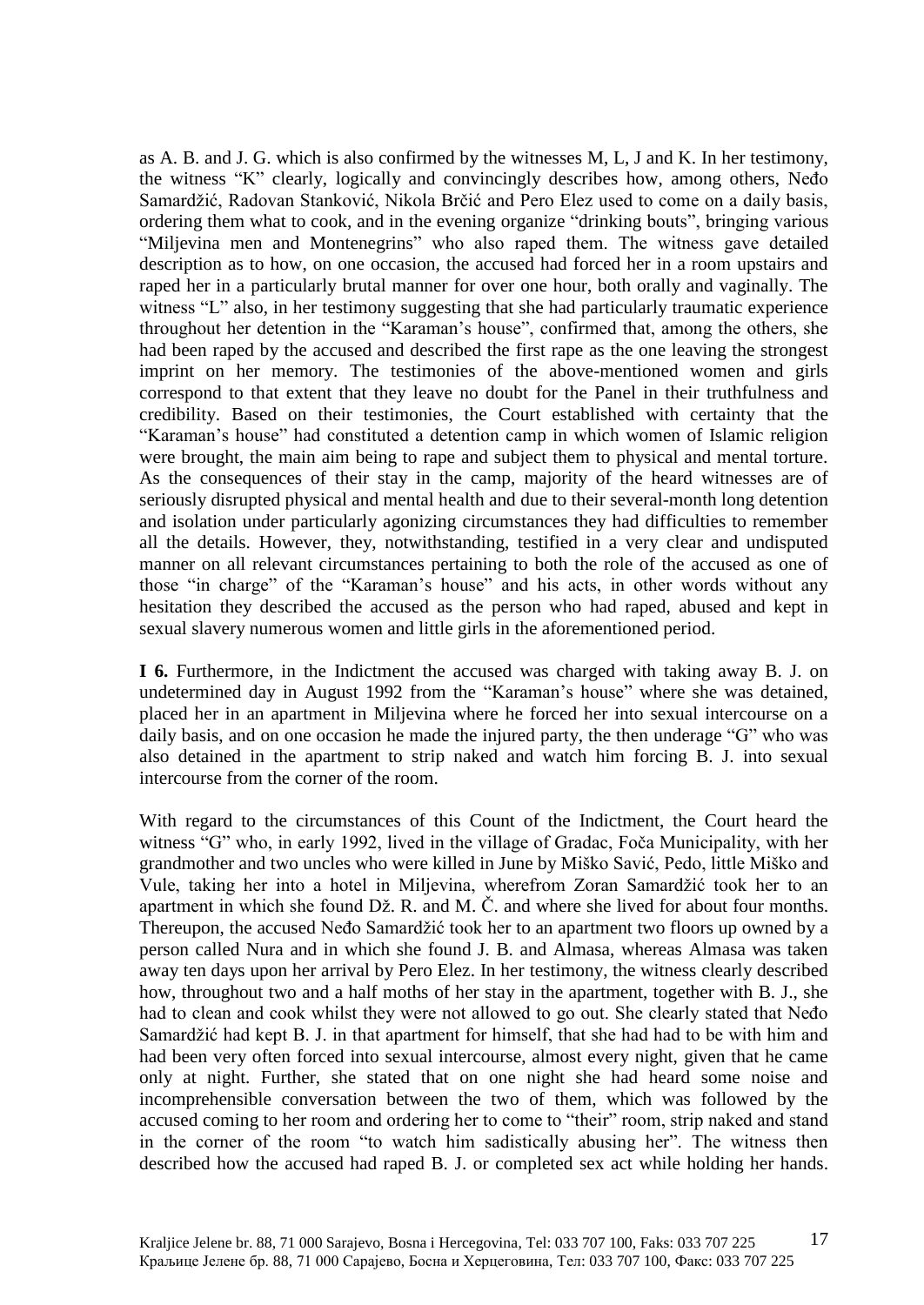as A. B. and J. G. which is also confirmed by the witnesses M, L, J and K. In her testimony, the witness "K" clearly, logically and convincingly describes how, among others, Neđo Samardžić, Radovan Stanković, Nikola Brčić and Pero Elez used to come on a daily basis, ordering them what to cook, and in the evening organize "drinking bouts", bringing various "Miljevina men and Montenegrins" who also raped them. The witness gave detailed description as to how, on one occasion, the accused had forced her in a room upstairs and raped her in a particularly brutal manner for over one hour, both orally and vaginally. The witness "L" also, in her testimony suggesting that she had particularly traumatic experience throughout her detention in the "Karaman's house", confirmed that, among the others, she had been raped by the accused and described the first rape as the one leaving the strongest imprint on her memory. The testimonies of the above-mentioned women and girls correspond to that extent that they leave no doubt for the Panel in their truthfulness and credibility. Based on their testimonies, the Court established with certainty that the "Karaman's house" had constituted a detention camp in which women of Islamic religion were brought, the main aim being to rape and subject them to physical and mental torture. As the consequences of their stay in the camp, majority of the heard witnesses are of seriously disrupted physical and mental health and due to their several-month long detention and isolation under particularly agonizing circumstances they had difficulties to remember all the details. However, they, notwithstanding, testified in a very clear and undisputed manner on all relevant circumstances pertaining to both the role of the accused as one of those "in charge" of the "Karaman's house" and his acts, in other words without any hesitation they described the accused as the person who had raped, abused and kept in sexual slavery numerous women and little girls in the aforementioned period.

**I 6.** Furthermore, in the Indictment the accused was charged with taking away B. J. on undetermined day in August 1992 from the "Karaman's house" where she was detained, placed her in an apartment in Miljevina where he forced her into sexual intercourse on a daily basis, and on one occasion he made the injured party, the then underage "G" who was also detained in the apartment to strip naked and watch him forcing B. J. into sexual intercourse from the corner of the room.

With regard to the circumstances of this Count of the Indictment, the Court heard the witness "G" who, in early 1992, lived in the village of Gradac, Foča Municipality, with her grandmother and two uncles who were killed in June by Miško Savić, Pedo, little Miško and Vule, taking her into a hotel in Miljevina, wherefrom Zoran Samardžić took her to an apartment in which she found Dž. R. and M. Č. and where she lived for about four months. Thereupon, the accused Neđo Samardžić took her to an apartment two floors up owned by a person called Nura and in which she found J. B. and Almasa, whereas Almasa was taken away ten days upon her arrival by Pero Elez. In her testimony, the witness clearly described how, throughout two and a half moths of her stay in the apartment, together with B. J., she had to clean and cook whilst they were not allowed to go out. She clearly stated that Neđo Samardžić had kept B. J. in that apartment for himself, that she had had to be with him and had been very often forced into sexual intercourse, almost every night, given that he came only at night. Further, she stated that on one night she had heard some noise and incomprehensible conversation between the two of them, which was followed by the accused coming to her room and ordering her to come to "their" room, strip naked and stand in the corner of the room "to watch him sadistically abusing her". The witness then described how the accused had raped B. J. or completed sex act while holding her hands.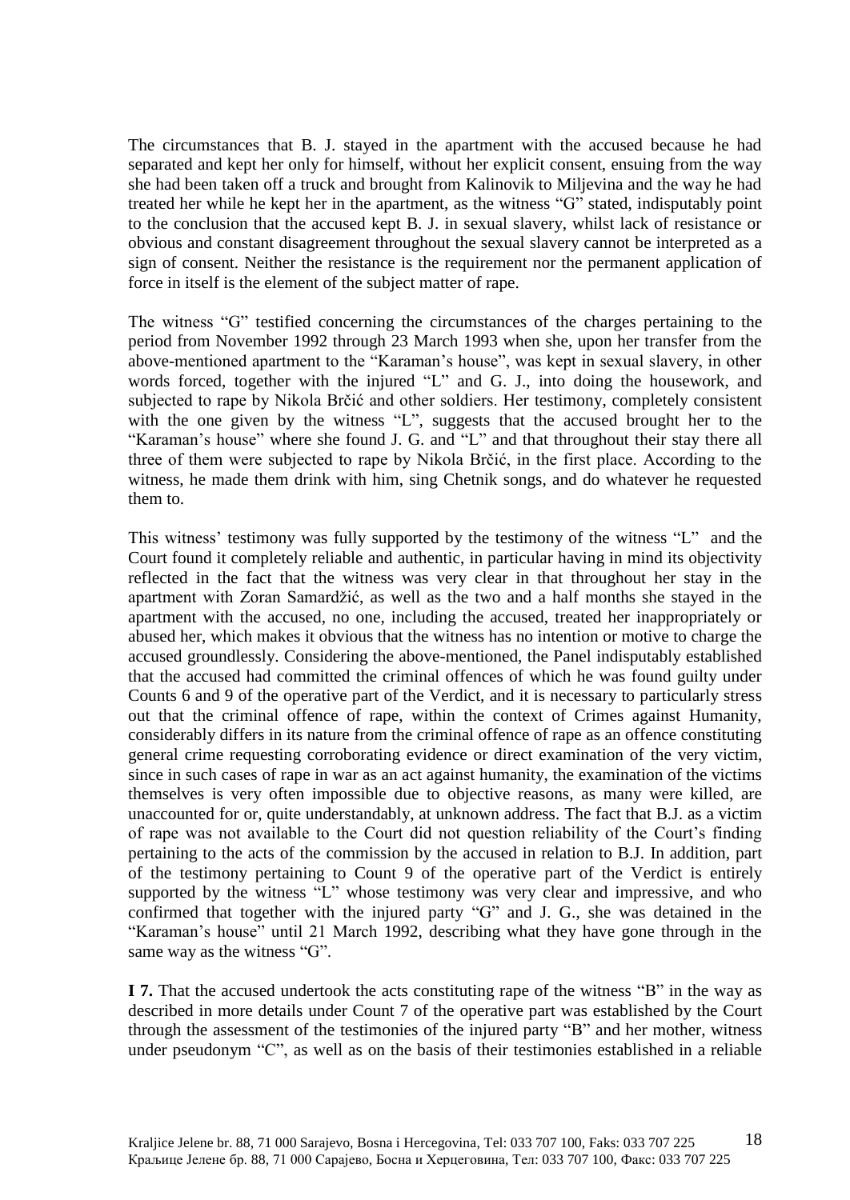The circumstances that B. J. stayed in the apartment with the accused because he had separated and kept her only for himself, without her explicit consent, ensuing from the way she had been taken off a truck and brought from Kalinovik to Miljevina and the way he had treated her while he kept her in the apartment, as the witness "G" stated, indisputably point to the conclusion that the accused kept B. J. in sexual slavery, whilst lack of resistance or obvious and constant disagreement throughout the sexual slavery cannot be interpreted as a sign of consent. Neither the resistance is the requirement nor the permanent application of force in itself is the element of the subject matter of rape.

The witness "G" testified concerning the circumstances of the charges pertaining to the period from November 1992 through 23 March 1993 when she, upon her transfer from the above-mentioned apartment to the "Karaman's house", was kept in sexual slavery, in other words forced, together with the injured "L" and G. J., into doing the housework, and subjected to rape by Nikola Brčić and other soldiers. Her testimony, completely consistent with the one given by the witness "L", suggests that the accused brought her to the "Karaman's house" where she found J. G. and "L" and that throughout their stay there all three of them were subjected to rape by Nikola Brčić, in the first place. According to the witness, he made them drink with him, sing Chetnik songs, and do whatever he requested them to.

This witness' testimony was fully supported by the testimony of the witness "L" and the Court found it completely reliable and authentic, in particular having in mind its objectivity reflected in the fact that the witness was very clear in that throughout her stay in the apartment with Zoran Samardžić, as well as the two and a half months she stayed in the apartment with the accused, no one, including the accused, treated her inappropriately or abused her, which makes it obvious that the witness has no intention or motive to charge the accused groundlessly. Considering the above-mentioned, the Panel indisputably established that the accused had committed the criminal offences of which he was found guilty under Counts 6 and 9 of the operative part of the Verdict, and it is necessary to particularly stress out that the criminal offence of rape, within the context of Crimes against Humanity, considerably differs in its nature from the criminal offence of rape as an offence constituting general crime requesting corroborating evidence or direct examination of the very victim, since in such cases of rape in war as an act against humanity, the examination of the victims themselves is very often impossible due to objective reasons, as many were killed, are unaccounted for or, quite understandably, at unknown address. The fact that B.J. as a victim of rape was not available to the Court did not question reliability of the Court's finding pertaining to the acts of the commission by the accused in relation to B.J. In addition, part of the testimony pertaining to Count 9 of the operative part of the Verdict is entirely supported by the witness "L" whose testimony was very clear and impressive, and who confirmed that together with the injured party "G" and J. G., she was detained in the "Karaman's house" until 21 March 1992, describing what they have gone through in the same way as the witness "G".

**I 7.** That the accused undertook the acts constituting rape of the witness "B" in the way as described in more details under Count 7 of the operative part was established by the Court through the assessment of the testimonies of the injured party "B" and her mother, witness under pseudonym "C", as well as on the basis of their testimonies established in a reliable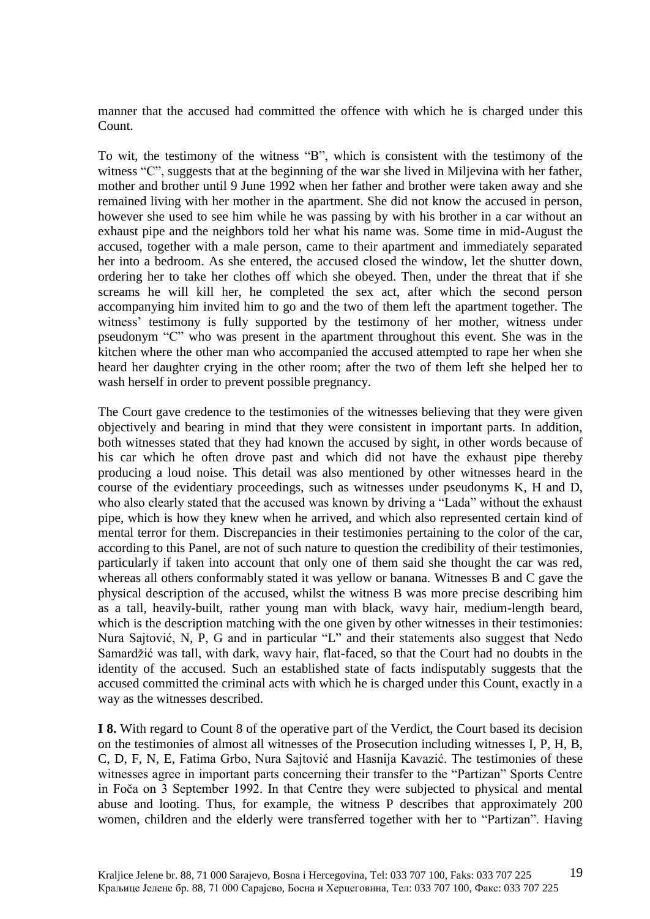manner that the accused had committed the offence with which he is charged under this Count.

To wit, the testimony of the witness "B", which is consistent with the testimony of the witness "C", suggests that at the beginning of the war she lived in Miljevina with her father, mother and brother until 9 June 1992 when her father and brother were taken away and she remained living with her mother in the apartment. She did not know the accused in person, however she used to see him while he was passing by with his brother in a car without an exhaust pipe and the neighbors told her what his name was. Some time in mid-August the accused, together with a male person, came to their apartment and immediately separated her into a bedroom. As she entered, the accused closed the window, let the shutter down, ordering her to take her clothes off which she obeyed. Then, under the threat that if she screams he will kill her, he completed the sex act, after which the second person accompanying him invited him to go and the two of them left the apartment together. The witness' testimony is fully supported by the testimony of her mother, witness under pseudonym "C" who was present in the apartment throughout this event. She was in the kitchen where the other man who accompanied the accused attempted to rape her when she heard her daughter crying in the other room; after the two of them left she helped her to wash herself in order to prevent possible pregnancy.

The Court gave credence to the testimonies of the witnesses believing that they were given objectively and bearing in mind that they were consistent in important parts. In addition, both witnesses stated that they had known the accused by sight, in other words because of his car which he often drove past and which did not have the exhaust pipe thereby producing a loud noise. This detail was also mentioned by other witnesses heard in the course of the evidentiary proceedings, such as witnesses under pseudonyms K, H and D, who also clearly stated that the accused was known by driving a "Lada" without the exhaust pipe, which is how they knew when he arrived, and which also represented certain kind of mental terror for them. Discrepancies in their testimonies pertaining to the color of the car, according to this Panel, are not of such nature to question the credibility of their testimonies, particularly if taken into account that only one of them said she thought the car was red, whereas all others conformably stated it was yellow or banana. Witnesses B and C gave the physical description of the accused, whilst the witness B was more precise describing him as a tall, heavily-built, rather young man with black, wavy hair, medium-length beard, which is the description matching with the one given by other witnesses in their testimonies: Nura Sajtović, N, P, G and in particular "L" and their statements also suggest that Neđo Samardžić was tall, with dark, wavy hair, flat-faced, so that the Court had no doubts in the identity of the accused. Such an established state of facts indisputably suggests that the accused committed the criminal acts with which he is charged under this Count, exactly in a way as the witnesses described.

**I 8.** With regard to Count 8 of the operative part of the Verdict, the Court based its decision on the testimonies of almost all witnesses of the Prosecution including witnesses I, P, H, B, C, D, F, N, E, Fatima Grbo, Nura Sajtović and Hasnija Kavazić. The testimonies of these witnesses agree in important parts concerning their transfer to the "Partizan" Sports Centre in Foča on 3 September 1992. In that Centre they were subjected to physical and mental abuse and looting. Thus, for example, the witness P describes that approximately 200 women, children and the elderly were transferred together with her to "Partizan". Having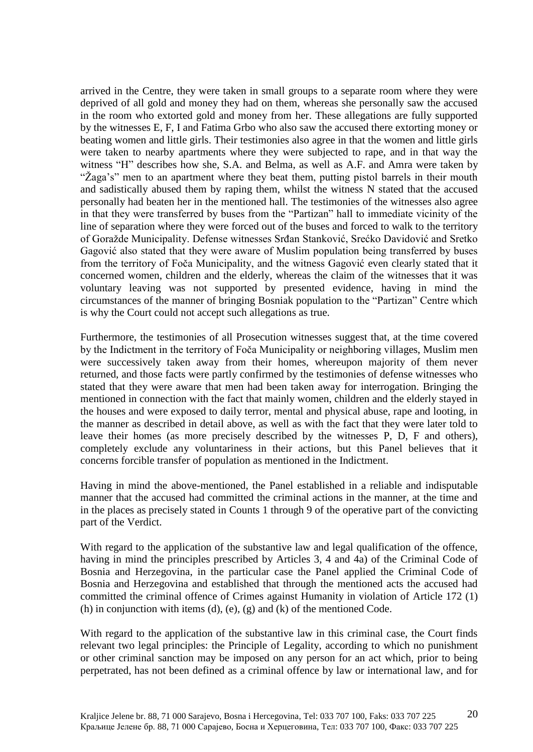arrived in the Centre, they were taken in small groups to a separate room where they were deprived of all gold and money they had on them, whereas she personally saw the accused in the room who extorted gold and money from her. These allegations are fully supported by the witnesses E, F, I and Fatima Grbo who also saw the accused there extorting money or beating women and little girls. Their testimonies also agree in that the women and little girls were taken to nearby apartments where they were subjected to rape, and in that way the witness "H" describes how she, S.A. and Belma, as well as A.F. and Amra were taken by "Žaga's" men to an apartment where they beat them, putting pistol barrels in their mouth and sadistically abused them by raping them, whilst the witness N stated that the accused personally had beaten her in the mentioned hall. The testimonies of the witnesses also agree in that they were transferred by buses from the "Partizan" hall to immediate vicinity of the line of separation where they were forced out of the buses and forced to walk to the territory of Goražde Municipality. Defense witnesses Srđan Stanković, Srećko Davidović and Sretko Gagović also stated that they were aware of Muslim population being transferred by buses from the territory of Foča Municipality, and the witness Gagović even clearly stated that it concerned women, children and the elderly, whereas the claim of the witnesses that it was voluntary leaving was not supported by presented evidence, having in mind the circumstances of the manner of bringing Bosniak population to the "Partizan" Centre which is why the Court could not accept such allegations as true.

Furthermore, the testimonies of all Prosecution witnesses suggest that, at the time covered by the Indictment in the territory of Foča Municipality or neighboring villages, Muslim men were successively taken away from their homes, whereupon majority of them never returned, and those facts were partly confirmed by the testimonies of defense witnesses who stated that they were aware that men had been taken away for interrogation. Bringing the mentioned in connection with the fact that mainly women, children and the elderly stayed in the houses and were exposed to daily terror, mental and physical abuse, rape and looting, in the manner as described in detail above, as well as with the fact that they were later told to leave their homes (as more precisely described by the witnesses P, D, F and others), completely exclude any voluntariness in their actions, but this Panel believes that it concerns forcible transfer of population as mentioned in the Indictment.

Having in mind the above-mentioned, the Panel established in a reliable and indisputable manner that the accused had committed the criminal actions in the manner, at the time and in the places as precisely stated in Counts 1 through 9 of the operative part of the convicting part of the Verdict.

With regard to the application of the substantive law and legal qualification of the offence, having in mind the principles prescribed by Articles 3, 4 and 4a) of the Criminal Code of Bosnia and Herzegovina, in the particular case the Panel applied the Criminal Code of Bosnia and Herzegovina and established that through the mentioned acts the accused had committed the criminal offence of Crimes against Humanity in violation of Article 172 (1) (h) in conjunction with items (d), (e), (g) and (k) of the mentioned Code.

With regard to the application of the substantive law in this criminal case, the Court finds relevant two legal principles: the Principle of Legality, according to which no punishment or other criminal sanction may be imposed on any person for an act which, prior to being perpetrated, has not been defined as a criminal offence by law or international law, and for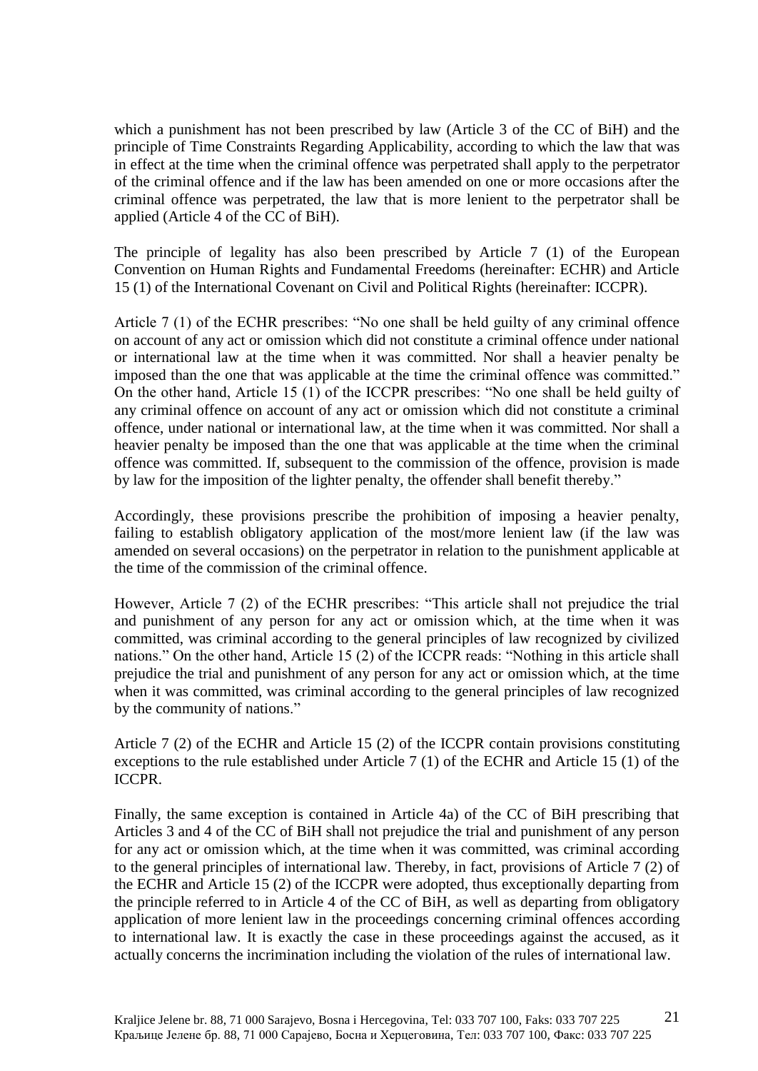which a punishment has not been prescribed by law (Article 3 of the CC of BiH) and the principle of Time Constraints Regarding Applicability, according to which the law that was in effect at the time when the criminal offence was perpetrated shall apply to the perpetrator of the criminal offence and if the law has been amended on one or more occasions after the criminal offence was perpetrated, the law that is more lenient to the perpetrator shall be applied (Article 4 of the CC of BiH).

The principle of legality has also been prescribed by Article 7 (1) of the European Convention on Human Rights and Fundamental Freedoms (hereinafter: ECHR) and Article 15 (1) of the International Covenant on Civil and Political Rights (hereinafter: ICCPR).

Article 7 (1) of the ECHR prescribes: "No one shall be held guilty of any criminal offence on account of any act or omission which did not constitute a criminal offence under national or international law at the time when it was committed. Nor shall a heavier penalty be imposed than the one that was applicable at the time the criminal offence was committed." On the other hand, Article 15 (1) of the ICCPR prescribes: "No one shall be held guilty of any criminal offence on account of any act or omission which did not constitute a criminal offence, under national or international law, at the time when it was committed. Nor shall a heavier penalty be imposed than the one that was applicable at the time when the criminal offence was committed. If, subsequent to the commission of the offence, provision is made by law for the imposition of the lighter penalty, the offender shall benefit thereby."

Accordingly, these provisions prescribe the prohibition of imposing a heavier penalty, failing to establish obligatory application of the most/more lenient law (if the law was amended on several occasions) on the perpetrator in relation to the punishment applicable at the time of the commission of the criminal offence.

However, Article 7 (2) of the ECHR prescribes: "This article shall not prejudice the trial and punishment of any person for any act or omission which, at the time when it was committed, was criminal according to the general principles of law recognized by civilized nations." On the other hand, Article 15 (2) of the ICCPR reads: "Nothing in this article shall prejudice the trial and punishment of any person for any act or omission which, at the time when it was committed, was criminal according to the general principles of law recognized by the community of nations."

Article 7 (2) of the ECHR and Article 15 (2) of the ICCPR contain provisions constituting exceptions to the rule established under Article 7 (1) of the ECHR and Article 15 (1) of the ICCPR.

Finally, the same exception is contained in Article 4a) of the CC of BiH prescribing that Articles 3 and 4 of the CC of BiH shall not prejudice the trial and punishment of any person for any act or omission which, at the time when it was committed, was criminal according to the general principles of international law. Thereby, in fact, provisions of Article 7 (2) of the ECHR and Article 15 (2) of the ICCPR were adopted, thus exceptionally departing from the principle referred to in Article 4 of the CC of BiH, as well as departing from obligatory application of more lenient law in the proceedings concerning criminal offences according to international law. It is exactly the case in these proceedings against the accused, as it actually concerns the incrimination including the violation of the rules of international law.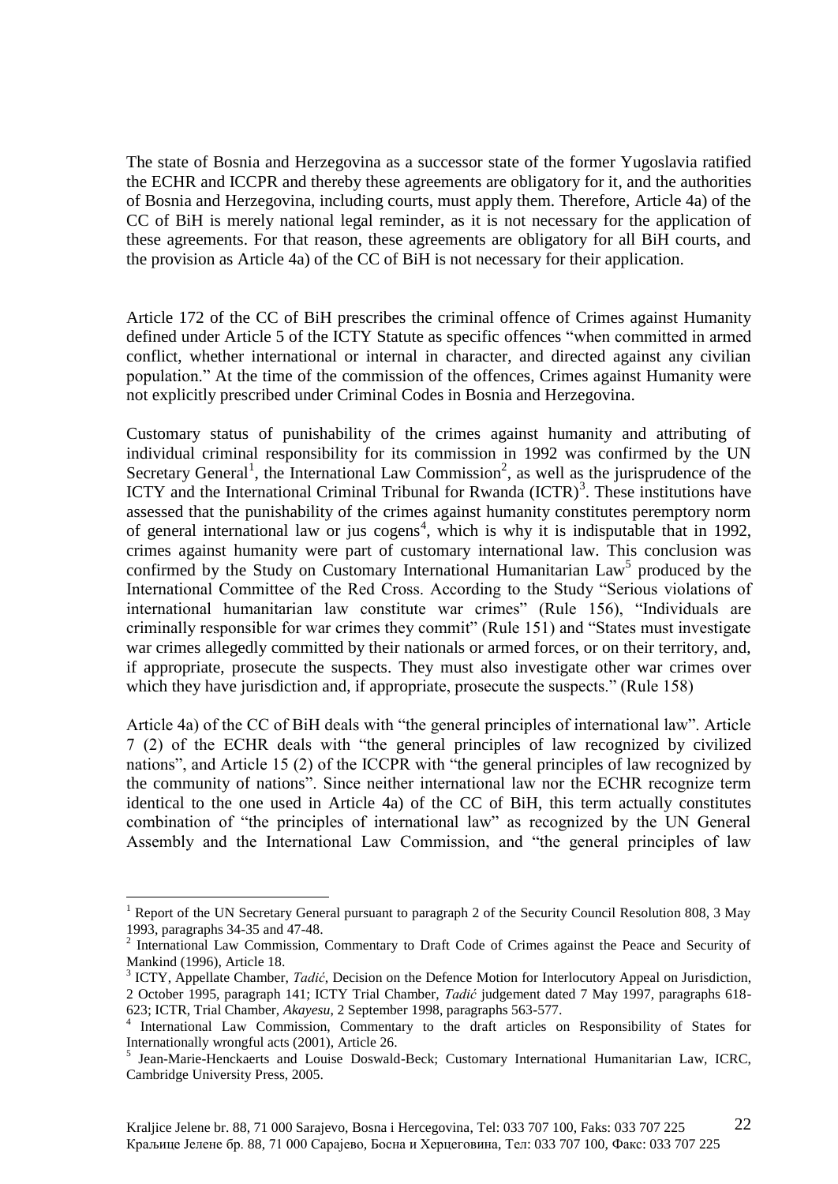The state of Bosnia and Herzegovina as a successor state of the former Yugoslavia ratified the ECHR and ICCPR and thereby these agreements are obligatory for it, and the authorities of Bosnia and Herzegovina, including courts, must apply them. Therefore, Article 4a) of the CC of BiH is merely national legal reminder, as it is not necessary for the application of these agreements. For that reason, these agreements are obligatory for all BiH courts, and the provision as Article 4a) of the CC of BiH is not necessary for their application.

Article 172 of the CC of BiH prescribes the criminal offence of Crimes against Humanity defined under Article 5 of the ICTY Statute as specific offences "when committed in armed conflict, whether international or internal in character, and directed against any civilian population." At the time of the commission of the offences, Crimes against Humanity were not explicitly prescribed under Criminal Codes in Bosnia and Herzegovina.

Customary status of punishability of the crimes against humanity and attributing of individual criminal responsibility for its commission in 1992 was confirmed by the UN Secretary General[1], the International Law Commission[2], as well as the jurisprudence of the ICTY and the International Criminal Tribunal for Rwanda (ICTR)[3]. These institutions have assessed that the punishability of the crimes against humanity constitutes peremptory norm of general international law or jus cogens[4], which is why it is indisputable that in 1992, crimes against humanity were part of customary international law. This conclusion was confirmed by the Study on Customary International Humanitarian Law[5] produced by the International Committee of the Red Cross. According to the Study "Serious violations of international humanitarian law constitute war crimes" (Rule 156), "Individuals are criminally responsible for war crimes they commit" (Rule 151) and "States must investigate war crimes allegedly committed by their nationals or armed forces, or on their territory, and, if appropriate, prosecute the suspects. They must also investigate other war crimes over which they have jurisdiction and, if appropriate, prosecute the suspects." (Rule 158)

Article 4a) of the CC of BiH deals with "the general principles of international law". Article 7 (2) of the ECHR deals with "the general principles of law recognized by civilized nations", and Article 15 (2) of the ICCPR with "the general principles of law recognized by the community of nations". Since neither international law nor the ECHR recognize term identical to the one used in Article 4a) of the CC of BiH, this term actually constitutes combination of "the principles of international law" as recognized by the UN General Assembly and the International Law Commission, and "the general principles of law

---

[1] Report of the UN Secretary General pursuant to paragraph 2 of the Security Council Resolution 808, 3 May 1993, paragraphs 34-35 and 47-48.

[2] International Law Commission, Commentary to Draft Code of Crimes against the Peace and Security of Mankind (1996), Article 18.

[3] ICTY, Appellate Chamber, *Tadić*, Decision on the Defence Motion for Interlocutory Appeal on Jurisdiction, 2 October 1995, paragraph 141; ICTY Trial Chamber, *Tadić* judgement dated 7 May 1997, paragraphs 618-623; ICTR, Trial Chamber, *Akayesu*, 2 September 1998, paragraphs 563-577.

[4] International Law Commission, Commentary to the draft articles on Responsibility of States for Internationally wrongful acts (2001), Article 26.

[5] Jean-Marie-Henckaerts and Louise Doswald-Beck; Customary International Humanitarian Law, ICRC, Cambridge University Press, 2005.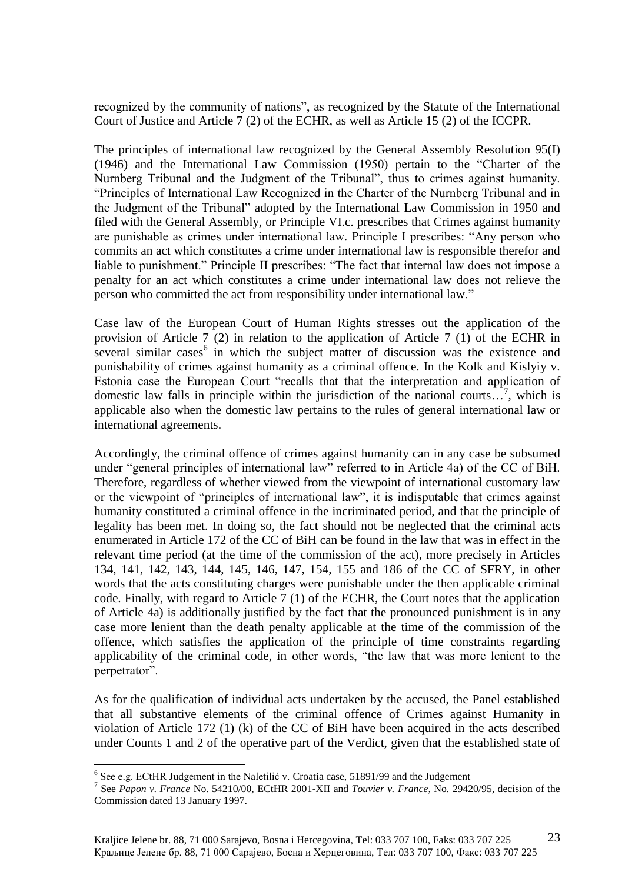recognized by the community of nations", as recognized by the Statute of the International Court of Justice and Article 7 (2) of the ECHR, as well as Article 15 (2) of the ICCPR.

The principles of international law recognized by the General Assembly Resolution 95(I) (1946) and the International Law Commission (1950) pertain to the "Charter of the Nurnberg Tribunal and the Judgment of the Tribunal", thus to crimes against humanity. "Principles of International Law Recognized in the Charter of the Nurnberg Tribunal and in the Judgment of the Tribunal" adopted by the International Law Commission in 1950 and filed with the General Assembly, or Principle VI.c. prescribes that Crimes against humanity are punishable as crimes under international law. Principle I prescribes: "Any person who commits an act which constitutes a crime under international law is responsible therefor and liable to punishment." Principle II prescribes: "The fact that internal law does not impose a penalty for an act which constitutes a crime under international law does not relieve the person who committed the act from responsibility under international law."

Case law of the European Court of Human Rights stresses out the application of the provision of Article 7 (2) in relation to the application of Article 7 (1) of the ECHR in several similar cases[6] in which the subject matter of discussion was the existence and punishability of crimes against humanity as a criminal offence. In the Kolk and Kislyiy v. Estonia case the European Court "recalls that that the interpretation and application of domestic law falls in principle within the jurisdiction of the national courts…[7], which is applicable also when the domestic law pertains to the rules of general international law or international agreements.

Accordingly, the criminal offence of crimes against humanity can in any case be subsumed under "general principles of international law" referred to in Article 4a) of the CC of BiH. Therefore, regardless of whether viewed from the viewpoint of international customary law or the viewpoint of "principles of international law", it is indisputable that crimes against humanity constituted a criminal offence in the incriminated period, and that the principle of legality has been met. In doing so, the fact should not be neglected that the criminal acts enumerated in Article 172 of the CC of BiH can be found in the law that was in effect in the relevant time period (at the time of the commission of the act), more precisely in Articles 134, 141, 142, 143, 144, 145, 146, 147, 154, 155 and 186 of the CC of SFRY, in other words that the acts constituting charges were punishable under the then applicable criminal code. Finally, with regard to Article 7 (1) of the ECHR, the Court notes that the application of Article 4a) is additionally justified by the fact that the pronounced punishment is in any case more lenient than the death penalty applicable at the time of the commission of the offence, which satisfies the application of the principle of time constraints regarding applicability of the criminal code, in other words, "the law that was more lenient to the perpetrator".

As for the qualification of individual acts undertaken by the accused, the Panel established that all substantive elements of the criminal offence of Crimes against Humanity in violation of Article 172 (1) (k) of the CC of BiH have been acquired in the acts described under Counts 1 and 2 of the operative part of the Verdict, given that the established state of

---

[6] See e.g. ECtHR Judgement in the Naletilić v. Croatia case, 51891/99 and the Judgement

[7] See *Papon v. France* No. 54210/00, ECtHR 2001-XII and *Touvier v. France*, No. 29420/95, decision of the Commission dated 13 January 1997.

Kraljice Jelene br. 88, 71 000 Sarajevo, Bosna i Hercegovina, Tel: 033 707 100, Faks: 033 707 225
Краљице Јелене бр. 88, 71 000 Сарајево, Босна и Херцеговина, Тел: 033 707 100, Факс: 033 707 225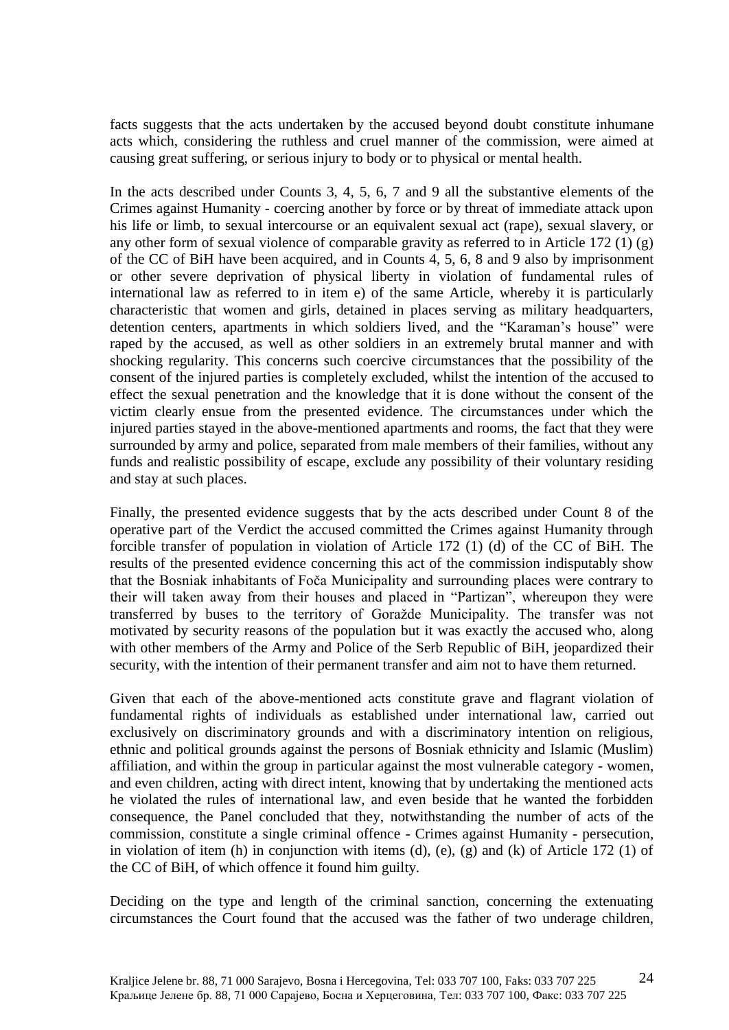facts suggests that the acts undertaken by the accused beyond doubt constitute inhumane acts which, considering the ruthless and cruel manner of the commission, were aimed at causing great suffering, or serious injury to body or to physical or mental health.

In the acts described under Counts 3, 4, 5, 6, 7 and 9 all the substantive elements of the Crimes against Humanity - coercing another by force or by threat of immediate attack upon his life or limb, to sexual intercourse or an equivalent sexual act (rape), sexual slavery, or any other form of sexual violence of comparable gravity as referred to in Article 172 (1) (g) of the CC of BiH have been acquired, and in Counts 4, 5, 6, 8 and 9 also by imprisonment or other severe deprivation of physical liberty in violation of fundamental rules of international law as referred to in item e) of the same Article, whereby it is particularly characteristic that women and girls, detained in places serving as military headquarters, detention centers, apartments in which soldiers lived, and the "Karaman's house" were raped by the accused, as well as other soldiers in an extremely brutal manner and with shocking regularity. This concerns such coercive circumstances that the possibility of the consent of the injured parties is completely excluded, whilst the intention of the accused to effect the sexual penetration and the knowledge that it is done without the consent of the victim clearly ensue from the presented evidence. The circumstances under which the injured parties stayed in the above-mentioned apartments and rooms, the fact that they were surrounded by army and police, separated from male members of their families, without any funds and realistic possibility of escape, exclude any possibility of their voluntary residing and stay at such places.

Finally, the presented evidence suggests that by the acts described under Count 8 of the operative part of the Verdict the accused committed the Crimes against Humanity through forcible transfer of population in violation of Article 172 (1) (d) of the CC of BiH. The results of the presented evidence concerning this act of the commission indisputably show that the Bosniak inhabitants of Foča Municipality and surrounding places were contrary to their will taken away from their houses and placed in "Partizan", whereupon they were transferred by buses to the territory of Goražde Municipality. The transfer was not motivated by security reasons of the population but it was exactly the accused who, along with other members of the Army and Police of the Serb Republic of BiH, jeopardized their security, with the intention of their permanent transfer and aim not to have them returned.

Given that each of the above-mentioned acts constitute grave and flagrant violation of fundamental rights of individuals as established under international law, carried out exclusively on discriminatory grounds and with a discriminatory intention on religious, ethnic and political grounds against the persons of Bosniak ethnicity and Islamic (Muslim) affiliation, and within the group in particular against the most vulnerable category - women, and even children, acting with direct intent, knowing that by undertaking the mentioned acts he violated the rules of international law, and even beside that he wanted the forbidden consequence, the Panel concluded that they, notwithstanding the number of acts of the commission, constitute a single criminal offence - Crimes against Humanity - persecution, in violation of item (h) in conjunction with items (d), (e), (g) and (k) of Article 172 (1) of the CC of BiH, of which offence it found him guilty.

Deciding on the type and length of the criminal sanction, concerning the extenuating circumstances the Court found that the accused was the father of two underage children,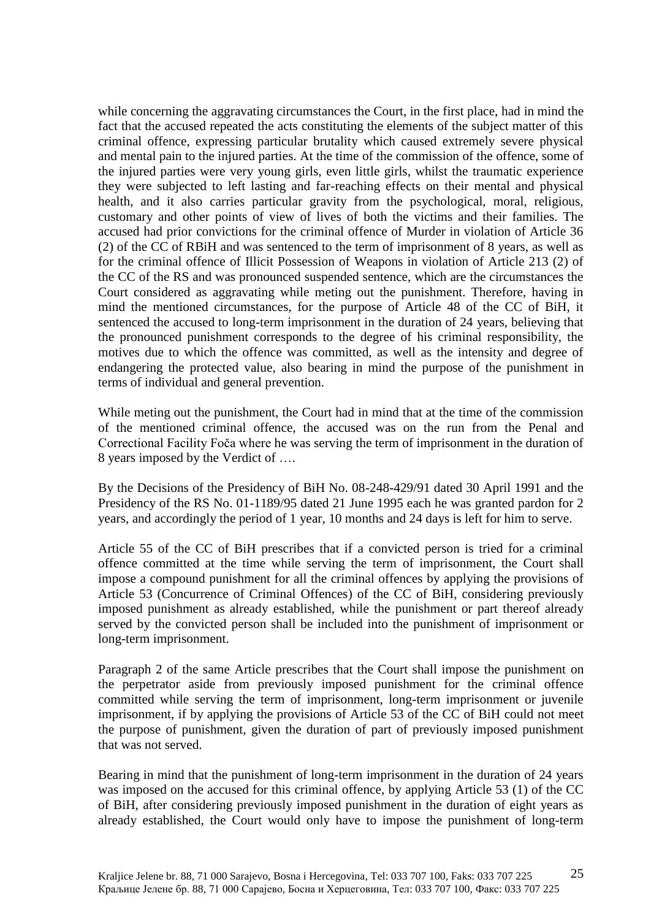while concerning the aggravating circumstances the Court, in the first place, had in mind the fact that the accused repeated the acts constituting the elements of the subject matter of this criminal offence, expressing particular brutality which caused extremely severe physical and mental pain to the injured parties. At the time of the commission of the offence, some of the injured parties were very young girls, even little girls, whilst the traumatic experience they were subjected to left lasting and far-reaching effects on their mental and physical health, and it also carries particular gravity from the psychological, moral, religious, customary and other points of view of lives of both the victims and their families. The accused had prior convictions for the criminal offence of Murder in violation of Article 36 (2) of the CC of RBiH and was sentenced to the term of imprisonment of 8 years, as well as for the criminal offence of Illicit Possession of Weapons in violation of Article 213 (2) of the CC of the RS and was pronounced suspended sentence, which are the circumstances the Court considered as aggravating while meting out the punishment. Therefore, having in mind the mentioned circumstances, for the purpose of Article 48 of the CC of BiH, it sentenced the accused to long-term imprisonment in the duration of 24 years, believing that the pronounced punishment corresponds to the degree of his criminal responsibility, the motives due to which the offence was committed, as well as the intensity and degree of endangering the protected value, also bearing in mind the purpose of the punishment in terms of individual and general prevention.

While meting out the punishment, the Court had in mind that at the time of the commission of the mentioned criminal offence, the accused was on the run from the Penal and Correctional Facility Foča where he was serving the term of imprisonment in the duration of 8 years imposed by the Verdict of ….

By the Decisions of the Presidency of BiH No. 08-248-429/91 dated 30 April 1991 and the Presidency of the RS No. 01-1189/95 dated 21 June 1995 each he was granted pardon for 2 years, and accordingly the period of 1 year, 10 months and 24 days is left for him to serve.

Article 55 of the CC of BiH prescribes that if a convicted person is tried for a criminal offence committed at the time while serving the term of imprisonment, the Court shall impose a compound punishment for all the criminal offences by applying the provisions of Article 53 (Concurrence of Criminal Offences) of the CC of BiH, considering previously imposed punishment as already established, while the punishment or part thereof already served by the convicted person shall be included into the punishment of imprisonment or long-term imprisonment.

Paragraph 2 of the same Article prescribes that the Court shall impose the punishment on the perpetrator aside from previously imposed punishment for the criminal offence committed while serving the term of imprisonment, long-term imprisonment or juvenile imprisonment, if by applying the provisions of Article 53 of the CC of BiH could not meet the purpose of punishment, given the duration of part of previously imposed punishment that was not served.

Bearing in mind that the punishment of long-term imprisonment in the duration of 24 years was imposed on the accused for this criminal offence, by applying Article 53 (1) of the CC of BiH, after considering previously imposed punishment in the duration of eight years as already established, the Court would only have to impose the punishment of long-term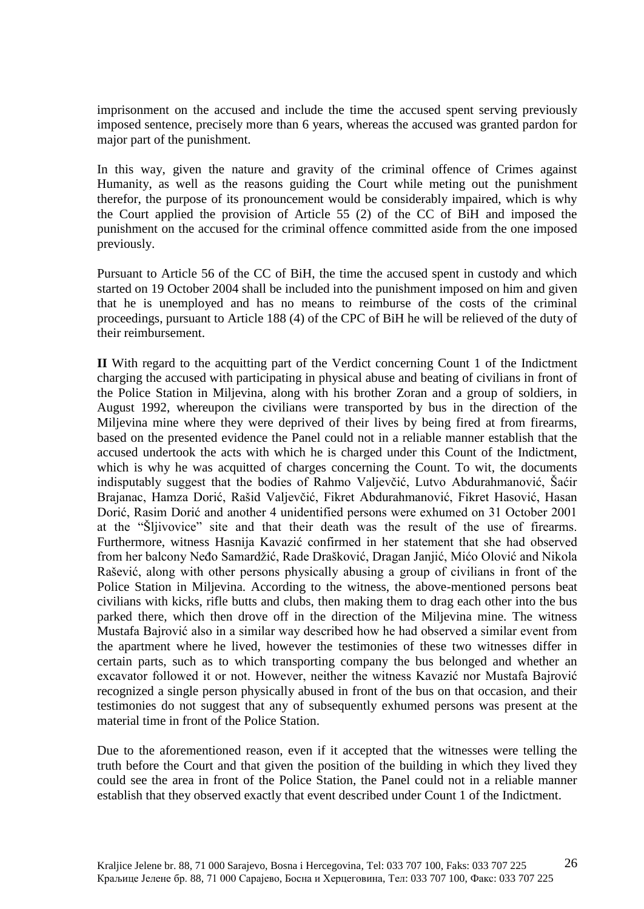imprisonment on the accused and include the time the accused spent serving previously imposed sentence, precisely more than 6 years, whereas the accused was granted pardon for major part of the punishment.

In this way, given the nature and gravity of the criminal offence of Crimes against Humanity, as well as the reasons guiding the Court while meting out the punishment therefor, the purpose of its pronouncement would be considerably impaired, which is why the Court applied the provision of Article 55 (2) of the CC of BiH and imposed the punishment on the accused for the criminal offence committed aside from the one imposed previously.

Pursuant to Article 56 of the CC of BiH, the time the accused spent in custody and which started on 19 October 2004 shall be included into the punishment imposed on him and given that he is unemployed and has no means to reimburse of the costs of the criminal proceedings, pursuant to Article 188 (4) of the CPC of BiH he will be relieved of the duty of their reimbursement.

**II** With regard to the acquitting part of the Verdict concerning Count 1 of the Indictment charging the accused with participating in physical abuse and beating of civilians in front of the Police Station in Miljevina, along with his brother Zoran and a group of soldiers, in August 1992, whereupon the civilians were transported by bus in the direction of the Miljevina mine where they were deprived of their lives by being fired at from firearms, based on the presented evidence the Panel could not in a reliable manner establish that the accused undertook the acts with which he is charged under this Count of the Indictment, which is why he was acquitted of charges concerning the Count. To wit, the documents indisputably suggest that the bodies of Rahmo Valjevčić, Lutvo Abdurahmanović, Šaćir Brajanac, Hamza Dorić, Rašid Valjevčić, Fikret Abdurahmanović, Fikret Hasović, Hasan Dorić, Rasim Dorić and another 4 unidentified persons were exhumed on 31 October 2001 at the "Šljivovice" site and that their death was the result of the use of firearms. Furthermore, witness Hasnija Kavazić confirmed in her statement that she had observed from her balcony Neđo Samardžić, Rade Drašković, Dragan Janjić, Mićo Olović and Nikola Rašević, along with other persons physically abusing a group of civilians in front of the Police Station in Miljevina. According to the witness, the above-mentioned persons beat civilians with kicks, rifle butts and clubs, then making them to drag each other into the bus parked there, which then drove off in the direction of the Miljevina mine. The witness Mustafa Bajrović also in a similar way described how he had observed a similar event from the apartment where he lived, however the testimonies of these two witnesses differ in certain parts, such as to which transporting company the bus belonged and whether an excavator followed it or not. However, neither the witness Kavazić nor Mustafa Bajrović recognized a single person physically abused in front of the bus on that occasion, and their testimonies do not suggest that any of subsequently exhumed persons was present at the material time in front of the Police Station.

Due to the aforementioned reason, even if it accepted that the witnesses were telling the truth before the Court and that given the position of the building in which they lived they could see the area in front of the Police Station, the Panel could not in a reliable manner establish that they observed exactly that event described under Count 1 of the Indictment.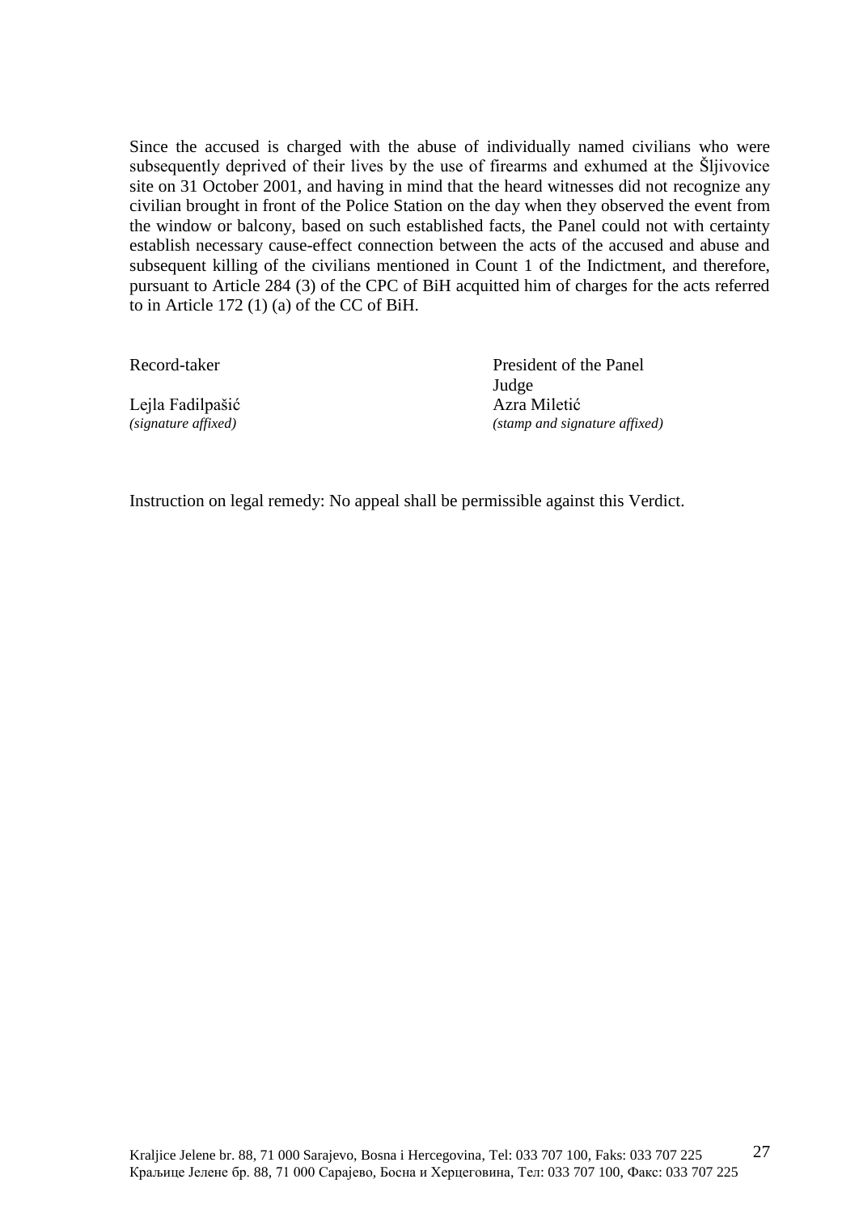Since the accused is charged with the abuse of individually named civilians who were subsequently deprived of their lives by the use of firearms and exhumed at the Šljivovice site on 31 October 2001, and having in mind that the heard witnesses did not recognize any civilian brought in front of the Police Station on the day when they observed the event from the window or balcony, based on such established facts, the Panel could not with certainty establish necessary cause-effect connection between the acts of the accused and abuse and subsequent killing of the civilians mentioned in Count 1 of the Indictment, and therefore, pursuant to Article 284 (3) of the CPC of BiH acquitted him of charges for the acts referred to in Article 172 (1) (a) of the CC of BiH.

| | |
|---|---|
| Record-taker | President of the Panel |
| | Judge |
| Lejla Fadilpašić | Azra Miletić |
| *(signature affixed)* | *(stamp and signature affixed)* |

Instruction on legal remedy: No appeal shall be permissible against this Verdict.